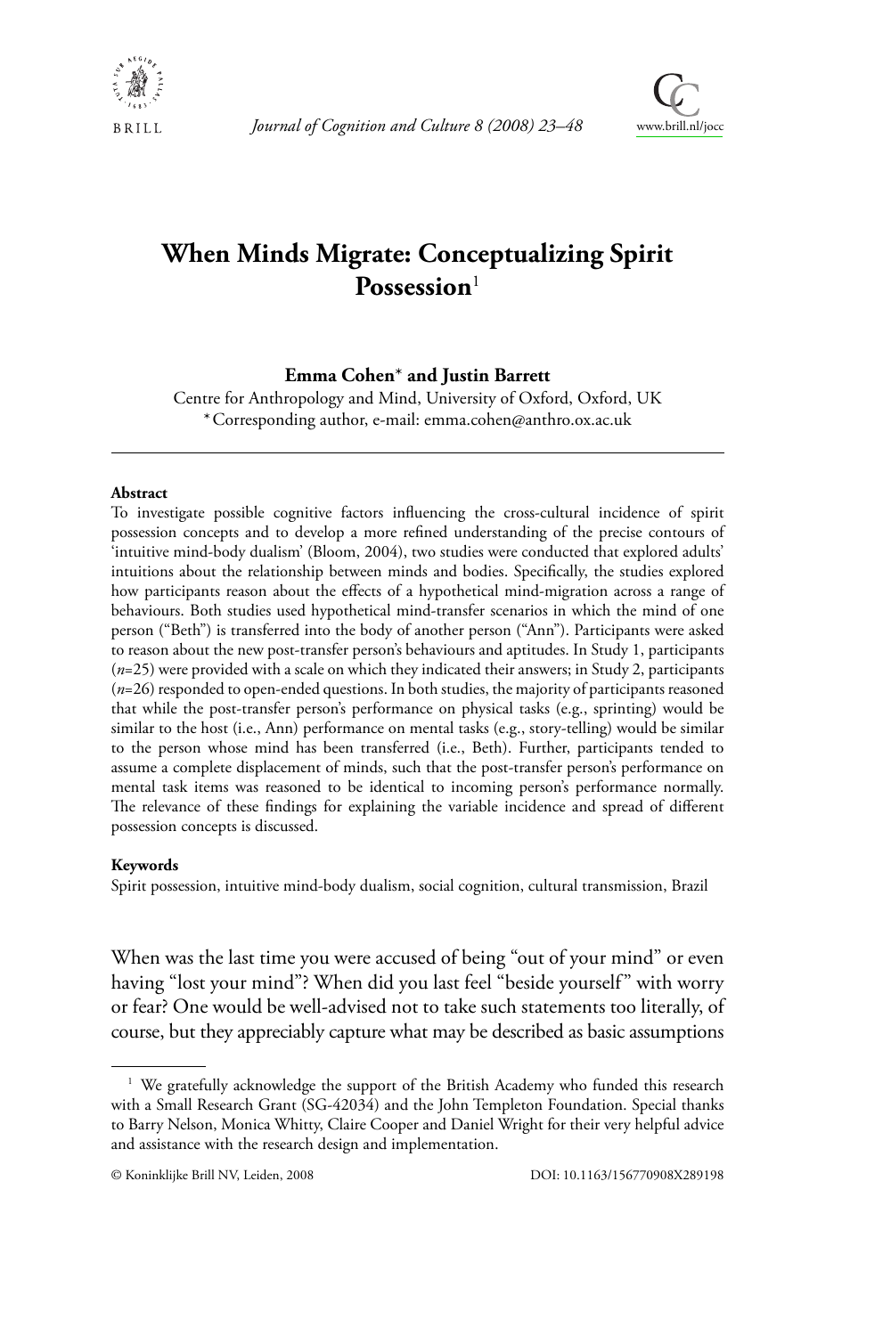# When Minds Migrate: Conceptualizing Spirit Possession[1]

**Emma Cohen* and Justin Barrett**

Centre for Anthropology and Mind, University of Oxford, Oxford, UK

*Corresponding author, e-mail: emma.cohen@anthro.ox.ac.uk

---

#### Abstract

To investigate possible cognitive factors influencing the cross-cultural incidence of spirit possession concepts and to develop a more refined understanding of the precise contours of 'intuitive mind-body dualism' (Bloom, 2004), two studies were conducted that explored adults' intuitions about the relationship between minds and bodies. Specifically, the studies explored how participants reason about the effects of a hypothetical mind-migration across a range of behaviours. Both studies used hypothetical mind-transfer scenarios in which the mind of one person ("Beth") is transferred into the body of another person ("Ann"). Participants were asked to reason about the new post-transfer person's behaviours and aptitudes. In Study 1, participants ($n$=25) were provided with a scale on which they indicated their answers; in Study 2, participants ($n$=26) responded to open-ended questions. In both studies, the majority of participants reasoned that while the post-transfer person's performance on physical tasks (e.g., sprinting) would be similar to the host (i.e., Ann) performance on mental tasks (e.g., story-telling) would be similar to the person whose mind has been transferred (i.e., Beth). Further, participants tended to assume a complete displacement of minds, such that the post-transfer person's performance on mental task items was reasoned to be identical to incoming person's performance normally. The relevance of these findings for explaining the variable incidence and spread of different possession concepts is discussed.

#### Keywords

Spirit possession, intuitive mind-body dualism, social cognition, cultural transmission, Brazil

When was the last time you were accused of being "out of your mind" or even having "lost your mind"? When did you last feel "beside yourself" with worry or fear? One would be well-advised not to take such statements too literally, of course, but they appreciably capture what may be described as basic assumptions

---

[1] We gratefully acknowledge the support of the British Academy who funded this research with a Small Research Grant (SG-42034) and the John Templeton Foundation. Special thanks to Barry Nelson, Monica Whitty, Claire Cooper and Daniel Wright for their very helpful advice and assistance with the research design and implementation.

© Koninklijke Brill NV, Leiden, 2008 DOI: 10.1163/156770908X289198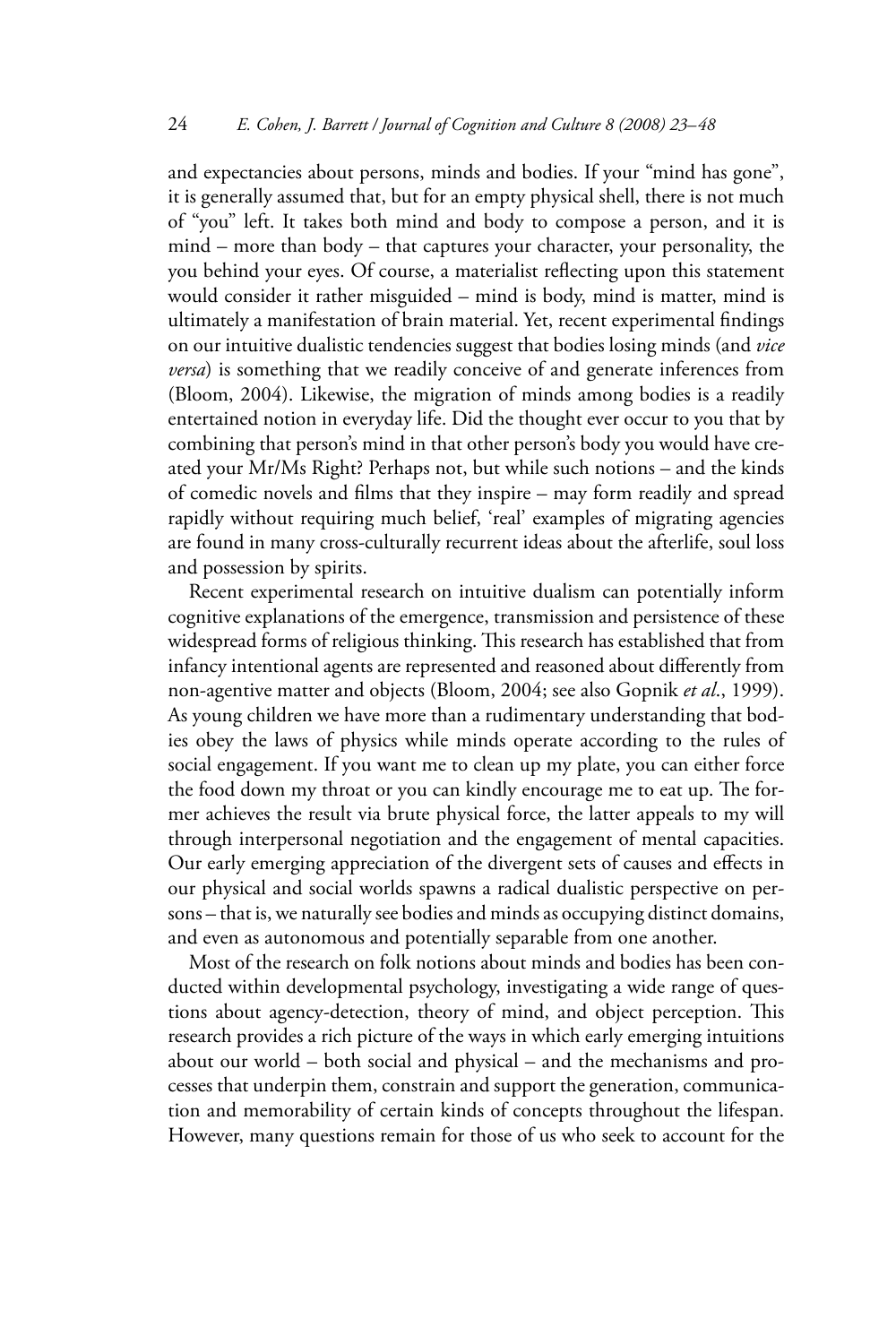and expectancies about persons, minds and bodies. If your "mind has gone", it is generally assumed that, but for an empty physical shell, there is not much of "you" left. It takes both mind and body to compose a person, and it is mind – more than body – that captures your character, your personality, the you behind your eyes. Of course, a materialist reflecting upon this statement would consider it rather misguided – mind is body, mind is matter, mind is ultimately a manifestation of brain material. Yet, recent experimental findings on our intuitive dualistic tendencies suggest that bodies losing minds (and *vice versa*) is something that we readily conceive of and generate inferences from (Bloom, 2004). Likewise, the migration of minds among bodies is a readily entertained notion in everyday life. Did the thought ever occur to you that by combining that person's mind in that other person's body you would have created your Mr/Ms Right? Perhaps not, but while such notions – and the kinds of comedic novels and films that they inspire – may form readily and spread rapidly without requiring much belief, 'real' examples of migrating agencies are found in many cross-culturally recurrent ideas about the afterlife, soul loss and possession by spirits.

Recent experimental research on intuitive dualism can potentially inform cognitive explanations of the emergence, transmission and persistence of these widespread forms of religious thinking. This research has established that from infancy intentional agents are represented and reasoned about differently from non-agentive matter and objects (Bloom, 2004; see also Gopnik *et al*., 1999). As young children we have more than a rudimentary understanding that bodies obey the laws of physics while minds operate according to the rules of social engagement. If you want me to clean up my plate, you can either force the food down my throat or you can kindly encourage me to eat up. The former achieves the result via brute physical force, the latter appeals to my will through interpersonal negotiation and the engagement of mental capacities. Our early emerging appreciation of the divergent sets of causes and effects in our physical and social worlds spawns a radical dualistic perspective on persons – that is, we naturally see bodies and minds as occupying distinct domains, and even as autonomous and potentially separable from one another.

Most of the research on folk notions about minds and bodies has been conducted within developmental psychology, investigating a wide range of questions about agency-detection, theory of mind, and object perception. This research provides a rich picture of the ways in which early emerging intuitions about our world – both social and physical – and the mechanisms and processes that underpin them, constrain and support the generation, communication and memorability of certain kinds of concepts throughout the lifespan. However, many questions remain for those of us who seek to account for the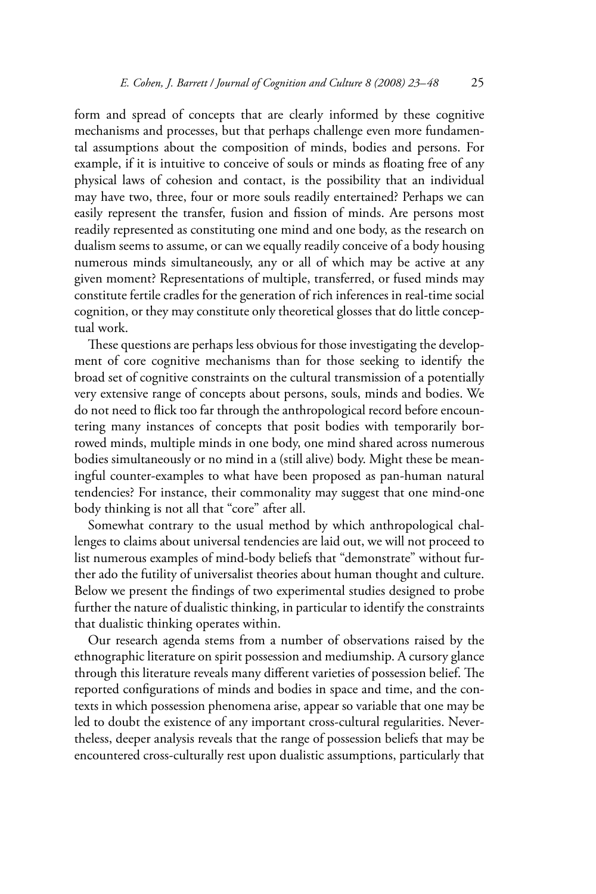form and spread of concepts that are clearly informed by these cognitive mechanisms and processes, but that perhaps challenge even more fundamental assumptions about the composition of minds, bodies and persons. For example, if it is intuitive to conceive of souls or minds as floating free of any physical laws of cohesion and contact, is the possibility that an individual may have two, three, four or more souls readily entertained? Perhaps we can easily represent the transfer, fusion and fission of minds. Are persons most readily represented as constituting one mind and one body, as the research on dualism seems to assume, or can we equally readily conceive of a body housing numerous minds simultaneously, any or all of which may be active at any given moment? Representations of multiple, transferred, or fused minds may constitute fertile cradles for the generation of rich inferences in real-time social cognition, or they may constitute only theoretical glosses that do little conceptual work.

These questions are perhaps less obvious for those investigating the development of core cognitive mechanisms than for those seeking to identify the broad set of cognitive constraints on the cultural transmission of a potentially very extensive range of concepts about persons, souls, minds and bodies. We do not need to flick too far through the anthropological record before encountering many instances of concepts that posit bodies with temporarily borrowed minds, multiple minds in one body, one mind shared across numerous bodies simultaneously or no mind in a (still alive) body. Might these be meaningful counter-examples to what have been proposed as pan-human natural tendencies? For instance, their commonality may suggest that one mind-one body thinking is not all that "core" after all.

Somewhat contrary to the usual method by which anthropological challenges to claims about universal tendencies are laid out, we will not proceed to list numerous examples of mind-body beliefs that "demonstrate" without further ado the futility of universalist theories about human thought and culture. Below we present the findings of two experimental studies designed to probe further the nature of dualistic thinking, in particular to identify the constraints that dualistic thinking operates within.

Our research agenda stems from a number of observations raised by the ethnographic literature on spirit possession and mediumship. A cursory glance through this literature reveals many different varieties of possession belief. The reported configurations of minds and bodies in space and time, and the contexts in which possession phenomena arise, appear so variable that one may be led to doubt the existence of any important cross-cultural regularities. Nevertheless, deeper analysis reveals that the range of possession beliefs that may be encountered cross-culturally rest upon dualistic assumptions, particularly that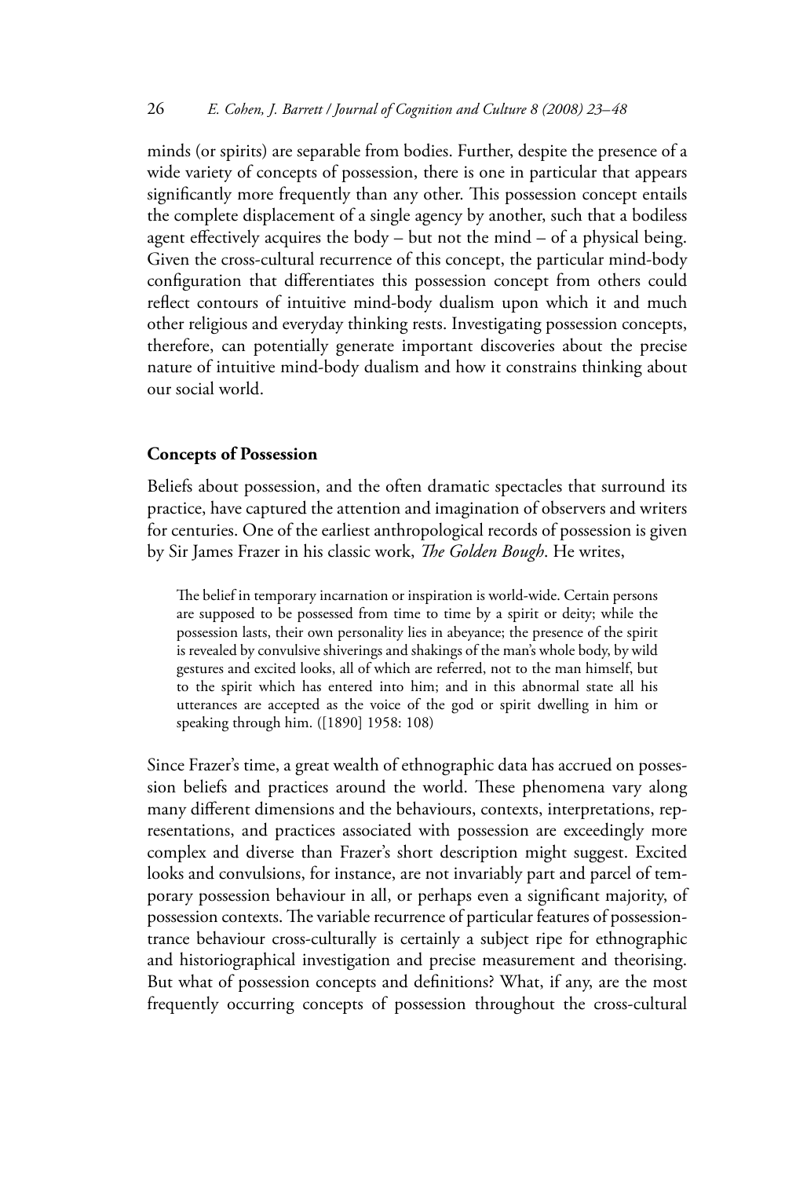minds (or spirits) are separable from bodies. Further, despite the presence of a wide variety of concepts of possession, there is one in particular that appears significantly more frequently than any other. This possession concept entails the complete displacement of a single agency by another, such that a bodiless agent effectively acquires the body – but not the mind – of a physical being. Given the cross-cultural recurrence of this concept, the particular mind-body configuration that differentiates this possession concept from others could reflect contours of intuitive mind-body dualism upon which it and much other religious and everyday thinking rests. Investigating possession concepts, therefore, can potentially generate important discoveries about the precise nature of intuitive mind-body dualism and how it constrains thinking about our social world.

## Concepts of Possession

Beliefs about possession, and the often dramatic spectacles that surround its practice, have captured the attention and imagination of observers and writers for centuries. One of the earliest anthropological records of possession is given by Sir James Frazer in his classic work, *The Golden Bough*. He writes,

> The belief in temporary incarnation or inspiration is world-wide. Certain persons are supposed to be possessed from time to time by a spirit or deity; while the possession lasts, their own personality lies in abeyance; the presence of the spirit is revealed by convulsive shiverings and shakings of the man's whole body, by wild gestures and excited looks, all of which are referred, not to the man himself, but to the spirit which has entered into him; and in this abnormal state all his utterances are accepted as the voice of the god or spirit dwelling in him or speaking through him. ([1890] 1958: 108)

Since Frazer's time, a great wealth of ethnographic data has accrued on possession beliefs and practices around the world. These phenomena vary along many different dimensions and the behaviours, contexts, interpretations, representations, and practices associated with possession are exceedingly more complex and diverse than Frazer's short description might suggest. Excited looks and convulsions, for instance, are not invariably part and parcel of temporary possession behaviour in all, or perhaps even a significant majority, of possession contexts. The variable recurrence of particular features of possession-trance behaviour cross-culturally is certainly a subject ripe for ethnographic and historiographical investigation and precise measurement and theorising. But what of possession concepts and definitions? What, if any, are the most frequently occurring concepts of possession throughout the cross-cultural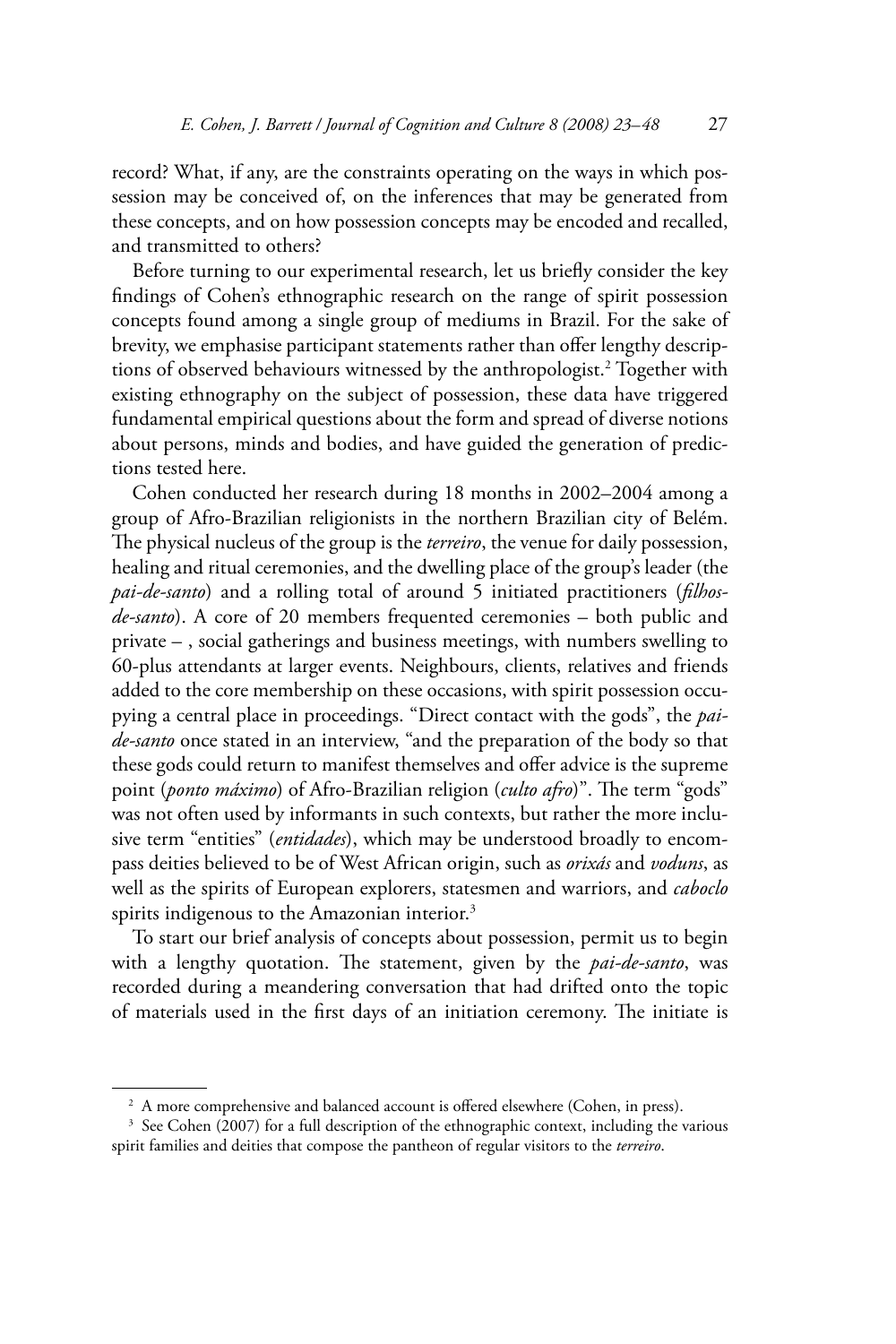record? What, if any, are the constraints operating on the ways in which possession may be conceived of, on the inferences that may be generated from these concepts, and on how possession concepts may be encoded and recalled, and transmitted to others?

Before turning to our experimental research, let us briefly consider the key findings of Cohen's ethnographic research on the range of spirit possession concepts found among a single group of mediums in Brazil. For the sake of brevity, we emphasise participant statements rather than offer lengthy descriptions of observed behaviours witnessed by the anthropologist.[2] Together with existing ethnography on the subject of possession, these data have triggered fundamental empirical questions about the form and spread of diverse notions about persons, minds and bodies, and have guided the generation of predictions tested here.

Cohen conducted her research during 18 months in 2002–2004 among a group of Afro-Brazilian religionists in the northern Brazilian city of Belém. The physical nucleus of the group is the *terreiro*, the venue for daily possession, healing and ritual ceremonies, and the dwelling place of the group's leader (the *pai-de-santo*) and a rolling total of around 5 initiated practitioners (*filhos-de-santo*). A core of 20 members frequented ceremonies – both public and private – , social gatherings and business meetings, with numbers swelling to 60-plus attendants at larger events. Neighbours, clients, relatives and friends added to the core membership on these occasions, with spirit possession occupying a central place in proceedings. "Direct contact with the gods", the *pai-de-santo* once stated in an interview, "and the preparation of the body so that these gods could return to manifest themselves and offer advice is the supreme point (*ponto máximo*) of Afro-Brazilian religion (*culto afro*)". The term "gods" was not often used by informants in such contexts, but rather the more inclusive term "entities" (*entidades*), which may be understood broadly to encompass deities believed to be of West African origin, such as *orixás* and *voduns*, as well as the spirits of European explorers, statesmen and warriors, and *caboclo* spirits indigenous to the Amazonian interior.[3]

To start our brief analysis of concepts about possession, permit us to begin with a lengthy quotation. The statement, given by the *pai-de-santo*, was recorded during a meandering conversation that had drifted onto the topic of materials used in the first days of an initiation ceremony. The initiate is

---

[2] A more comprehensive and balanced account is offered elsewhere (Cohen, in press).

[3] See Cohen (2007) for a full description of the ethnographic context, including the various spirit families and deities that compose the pantheon of regular visitors to the *terreiro*.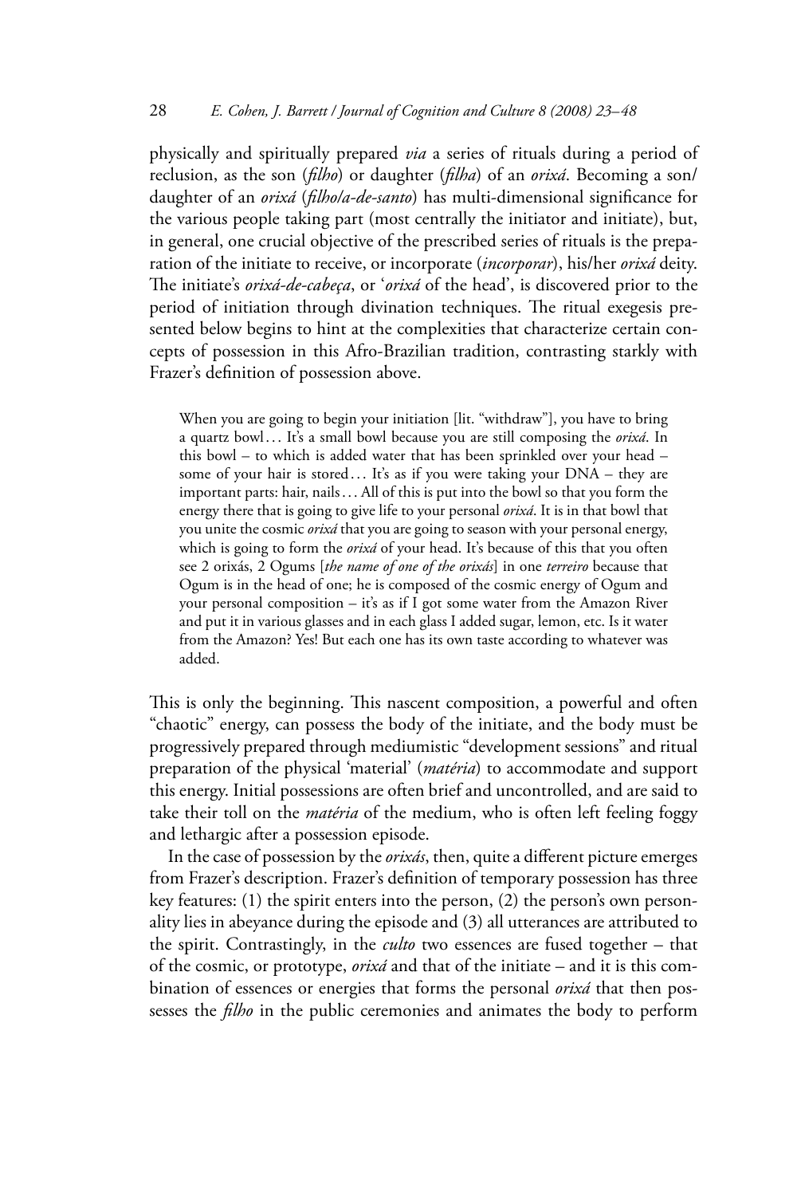physically and spiritually prepared *via* a series of rituals during a period of reclusion, as the son (*filho*) or daughter (*filha*) of an *orixá*. Becoming a son/daughter of an *orixá* (*filho/a-de-santo*) has multi-dimensional significance for the various people taking part (most centrally the initiator and initiate), but, in general, one crucial objective of the prescribed series of rituals is the preparation of the initiate to receive, or incorporate (*incorporar*), his/her *orixá* deity. The initiate's *orixá-de-cabeça*, or '*orixá* of the head', is discovered prior to the period of initiation through divination techniques. The ritual exegesis presented below begins to hint at the complexities that characterize certain concepts of possession in this Afro-Brazilian tradition, contrasting starkly with Frazer's definition of possession above.

> When you are going to begin your initiation [lit. "withdraw"], you have to bring a quartz bowl… It's a small bowl because you are still composing the *orixá*. In this bowl – to which is added water that has been sprinkled over your head – some of your hair is stored… It's as if you were taking your DNA – they are important parts: hair, nails… All of this is put into the bowl so that you form the energy there that is going to give life to your personal *orixá*. It is in that bowl that you unite the cosmic *orixá* that you are going to season with your personal energy, which is going to form the *orixá* of your head. It's because of this that you often see 2 orixás, 2 Ogums [*the name of one of the orixás*] in one *terreiro* because that Ogum is in the head of one; he is composed of the cosmic energy of Ogum and your personal composition – it's as if I got some water from the Amazon River and put it in various glasses and in each glass I added sugar, lemon, etc. Is it water from the Amazon? Yes! But each one has its own taste according to whatever was added.

This is only the beginning. This nascent composition, a powerful and often "chaotic" energy, can possess the body of the initiate, and the body must be progressively prepared through mediumistic "development sessions" and ritual preparation of the physical 'material' (*matéria*) to accommodate and support this energy. Initial possessions are often brief and uncontrolled, and are said to take their toll on the *matéria* of the medium, who is often left feeling foggy and lethargic after a possession episode.

In the case of possession by the *orixás*, then, quite a different picture emerges from Frazer's description. Frazer's definition of temporary possession has three key features: (1) the spirit enters into the person, (2) the person's own personality lies in abeyance during the episode and (3) all utterances are attributed to the spirit. Contrastingly, in the *culto* two essences are fused together – that of the cosmic, or prototype, *orixá* and that of the initiate – and it is this combination of essences or energies that forms the personal *orixá* that then possesses the *filho* in the public ceremonies and animates the body to perform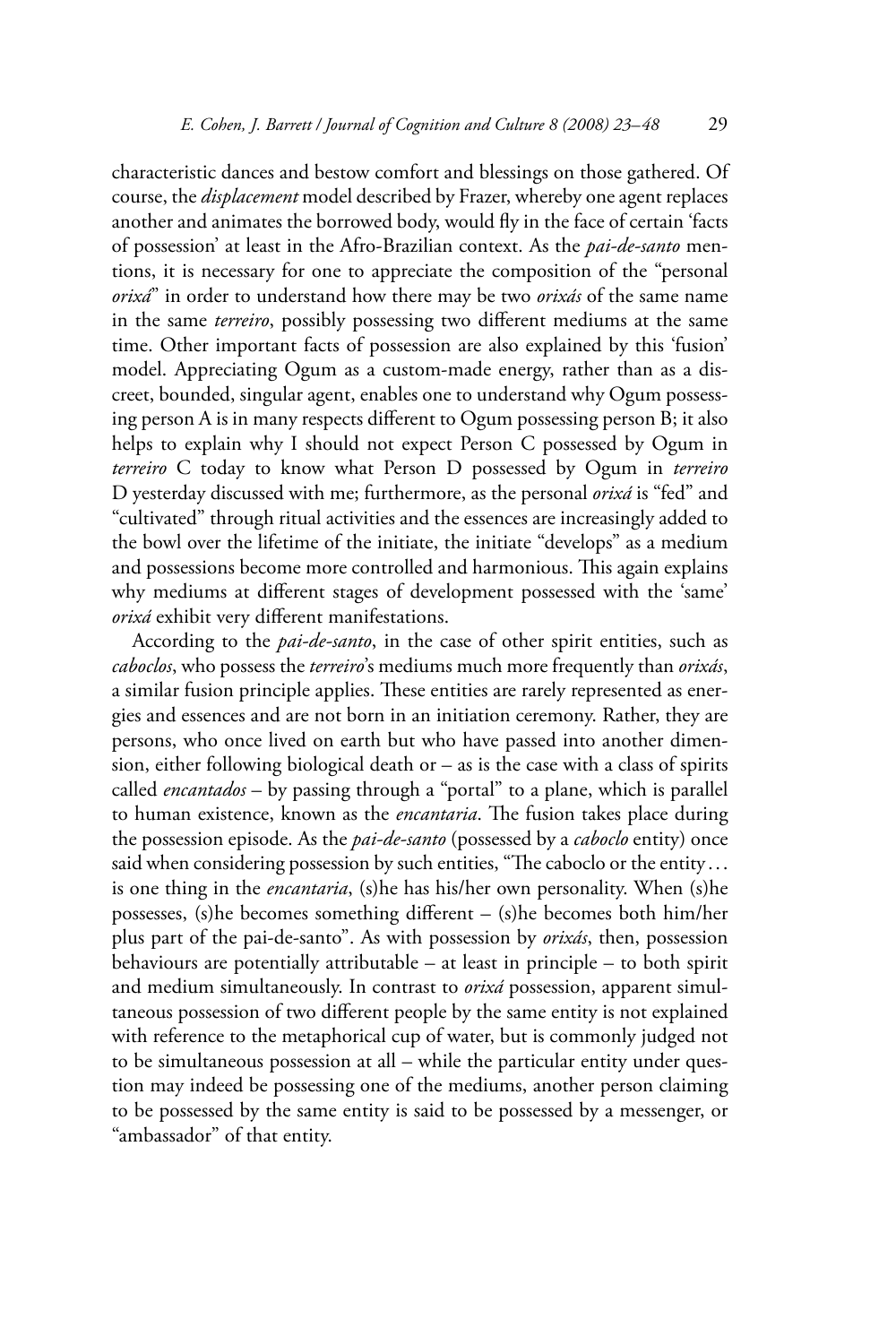characteristic dances and bestow comfort and blessings on those gathered. Of course, the *displacement* model described by Frazer, whereby one agent replaces another and animates the borrowed body, would fly in the face of certain 'facts of possession' at least in the Afro-Brazilian context. As the *pai-de-santo* mentions, it is necessary for one to appreciate the composition of the "personal *orixá*" in order to understand how there may be two *orixás* of the same name in the same *terreiro*, possibly possessing two different mediums at the same time. Other important facts of possession are also explained by this 'fusion' model. Appreciating Ogum as a custom-made energy, rather than as a discreet, bounded, singular agent, enables one to understand why Ogum possessing person A is in many respects different to Ogum possessing person B; it also helps to explain why I should not expect Person C possessed by Ogum in *terreiro* C today to know what Person D possessed by Ogum in *terreiro* D yesterday discussed with me; furthermore, as the personal *orixá* is "fed" and "cultivated" through ritual activities and the essences are increasingly added to the bowl over the lifetime of the initiate, the initiate "develops" as a medium and possessions become more controlled and harmonious. This again explains why mediums at different stages of development possessed with the 'same' *orixá* exhibit very different manifestations.

According to the *pai-de-santo*, in the case of other spirit entities, such as *caboclos*, who possess the *terreiro*'s mediums much more frequently than *orixás*, a similar fusion principle applies. These entities are rarely represented as energies and essences and are not born in an initiation ceremony. Rather, they are persons, who once lived on earth but who have passed into another dimension, either following biological death or – as is the case with a class of spirits called *encantados* – by passing through a "portal" to a plane, which is parallel to human existence, known as the *encantaria*. The fusion takes place during the possession episode. As the *pai-de-santo* (possessed by a *caboclo* entity) once said when considering possession by such entities, "The caboclo or the entity… is one thing in the *encantaria*, (s)he has his/her own personality. When (s)he possesses, (s)he becomes something different – (s)he becomes both him/her plus part of the pai-de-santo". As with possession by *orixás*, then, possession behaviours are potentially attributable – at least in principle – to both spirit and medium simultaneously. In contrast to *orixá* possession, apparent simultaneous possession of two different people by the same entity is not explained with reference to the metaphorical cup of water, but is commonly judged not to be simultaneous possession at all – while the particular entity under question may indeed be possessing one of the mediums, another person claiming to be possessed by the same entity is said to be possessed by a messenger, or "ambassador" of that entity.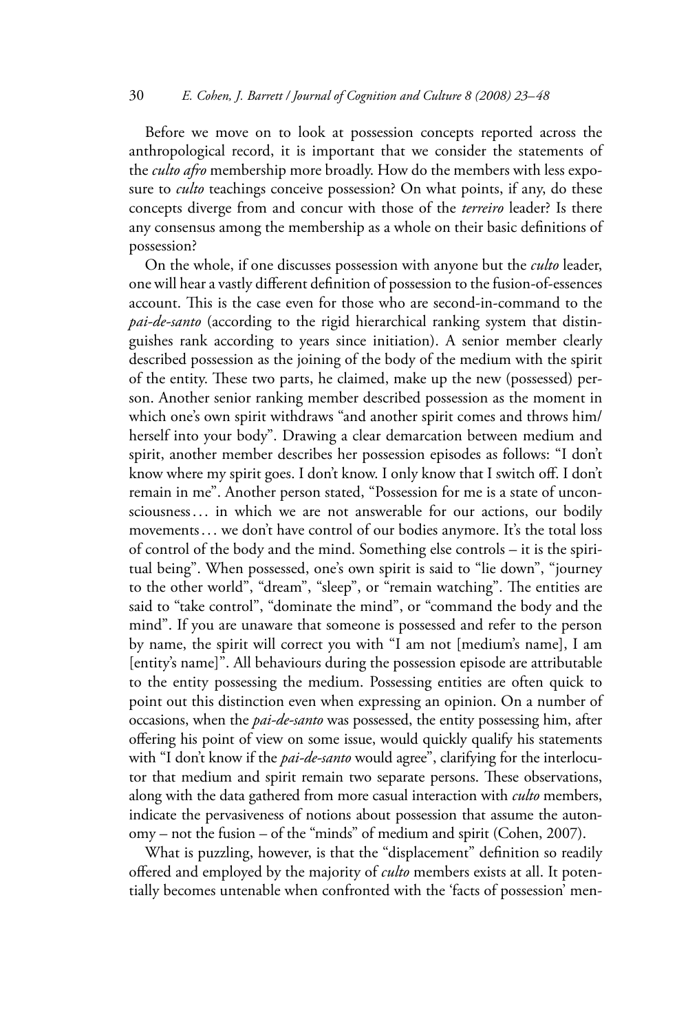Before we move on to look at possession concepts reported across the anthropological record, it is important that we consider the statements of the *culto afro* membership more broadly. How do the members with less exposure to *culto* teachings conceive possession? On what points, if any, do these concepts diverge from and concur with those of the *terreiro* leader? Is there any consensus among the membership as a whole on their basic definitions of possession?

On the whole, if one discusses possession with anyone but the *culto* leader, one will hear a vastly different definition of possession to the fusion-of-essences account. This is the case even for those who are second-in-command to the *pai-de-santo* (according to the rigid hierarchical ranking system that distinguishes rank according to years since initiation). A senior member clearly described possession as the joining of the body of the medium with the spirit of the entity. These two parts, he claimed, make up the new (possessed) person. Another senior ranking member described possession as the moment in which one's own spirit withdraws "and another spirit comes and throws him/herself into your body". Drawing a clear demarcation between medium and spirit, another member describes her possession episodes as follows: "I don't know where my spirit goes. I don't know. I only know that I switch off. I don't remain in me". Another person stated, "Possession for me is a state of unconsciousness… in which we are not answerable for our actions, our bodily movements… we don't have control of our bodies anymore. It's the total loss of control of the body and the mind. Something else controls – it is the spiritual being". When possessed, one's own spirit is said to "lie down", "journey to the other world", "dream", "sleep", or "remain watching". The entities are said to "take control", "dominate the mind", or "command the body and the mind". If you are unaware that someone is possessed and refer to the person by name, the spirit will correct you with "I am not [medium's name], I am [entity's name]". All behaviours during the possession episode are attributable to the entity possessing the medium. Possessing entities are often quick to point out this distinction even when expressing an opinion. On a number of occasions, when the *pai-de-santo* was possessed, the entity possessing him, after offering his point of view on some issue, would quickly qualify his statements with "I don't know if the *pai-de-santo* would agree", clarifying for the interlocutor that medium and spirit remain two separate persons. These observations, along with the data gathered from more casual interaction with *culto* members, indicate the pervasiveness of notions about possession that assume the autonomy – not the fusion – of the "minds" of medium and spirit (Cohen, 2007).

What is puzzling, however, is that the "displacement" definition so readily offered and employed by the majority of *culto* members exists at all. It potentially becomes untenable when confronted with the 'facts of possession' men-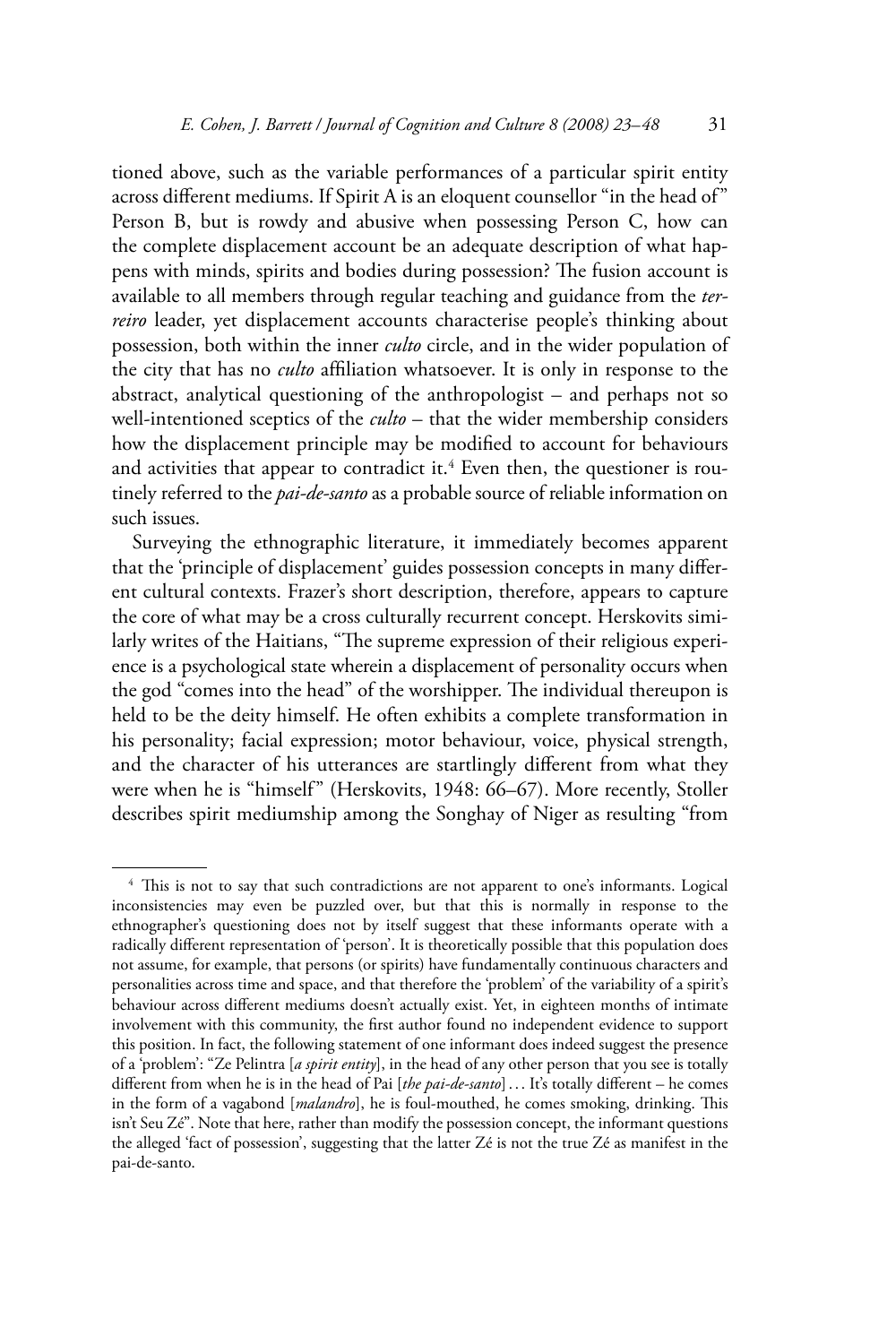tioned above, such as the variable performances of a particular spirit entity across different mediums. If Spirit A is an eloquent counsellor "in the head of" Person B, but is rowdy and abusive when possessing Person C, how can the complete displacement account be an adequate description of what happens with minds, spirits and bodies during possession? The fusion account is available to all members through regular teaching and guidance from the *terreiro* leader, yet displacement accounts characterise people's thinking about possession, both within the inner *culto* circle, and in the wider population of the city that has no *culto* affiliation whatsoever. It is only in response to the abstract, analytical questioning of the anthropologist – and perhaps not so well-intentioned sceptics of the *culto* – that the wider membership considers how the displacement principle may be modified to account for behaviours and activities that appear to contradict it.[4] Even then, the questioner is routinely referred to the *pai-de-santo* as a probable source of reliable information on such issues.

Surveying the ethnographic literature, it immediately becomes apparent that the 'principle of displacement' guides possession concepts in many different cultural contexts. Frazer's short description, therefore, appears to capture the core of what may be a cross culturally recurrent concept. Herskovits similarly writes of the Haitians, "The supreme expression of their religious experience is a psychological state wherein a displacement of personality occurs when the god "comes into the head" of the worshipper. The individual thereupon is held to be the deity himself. He often exhibits a complete transformation in his personality; facial expression; motor behaviour, voice, physical strength, and the character of his utterances are startlingly different from what they were when he is "himself" (Herskovits, 1948: 66–67). More recently, Stoller describes spirit mediumship among the Songhay of Niger as resulting "from

[4] This is not to say that such contradictions are not apparent to one's informants. Logical inconsistencies may even be puzzled over, but that this is normally in response to the ethnographer's questioning does not by itself suggest that these informants operate with a radically different representation of 'person'. It is theoretically possible that this population does not assume, for example, that persons (or spirits) have fundamentally continuous characters and personalities across time and space, and that therefore the 'problem' of the variability of a spirit's behaviour across different mediums doesn't actually exist. Yet, in eighteen months of intimate involvement with this community, the first author found no independent evidence to support this position. In fact, the following statement of one informant does indeed suggest the presence of a 'problem': "Ze Pelintra [*a spirit entity*], in the head of any other person that you see is totally different from when he is in the head of Pai [*the pai-de-santo*] … It's totally different – he comes in the form of a vagabond [*malandro*], he is foul-mouthed, he comes smoking, drinking. This isn't Seu Zé". Note that here, rather than modify the possession concept, the informant questions the alleged 'fact of possession', suggesting that the latter Zé is not the true Zé as manifest in the pai-de-santo.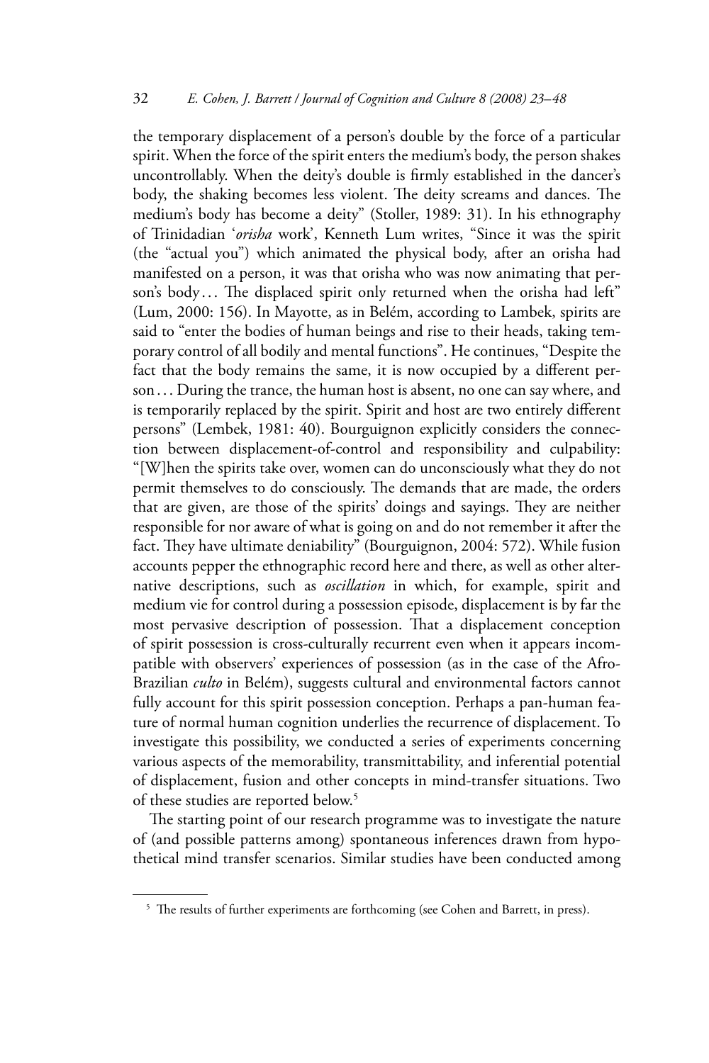the temporary displacement of a person's double by the force of a particular spirit. When the force of the spirit enters the medium's body, the person shakes uncontrollably. When the deity's double is firmly established in the dancer's body, the shaking becomes less violent. The deity screams and dances. The medium's body has become a deity" (Stoller, 1989: 31). In his ethnography of Trinidadian '*orisha* work', Kenneth Lum writes, "Since it was the spirit (the "actual you") which animated the physical body, after an orisha had manifested on a person, it was that orisha who was now animating that person's body . . . The displaced spirit only returned when the orisha had left" (Lum, 2000: 156). In Mayotte, as in Belém, according to Lambek, spirits are said to "enter the bodies of human beings and rise to their heads, taking temporary control of all bodily and mental functions". He continues, "Despite the fact that the body remains the same, it is now occupied by a different person . . . During the trance, the human host is absent, no one can say where, and is temporarily replaced by the spirit. Spirit and host are two entirely different persons" (Lembek, 1981: 40). Bourguignon explicitly considers the connection between displacement-of-control and responsibility and culpability: "[W]hen the spirits take over, women can do unconsciously what they do not permit themselves to do consciously. The demands that are made, the orders that are given, are those of the spirits' doings and sayings. They are neither responsible for nor aware of what is going on and do not remember it after the fact. They have ultimate deniability" (Bourguignon, 2004: 572). While fusion accounts pepper the ethnographic record here and there, as well as other alternative descriptions, such as *oscillation* in which, for example, spirit and medium vie for control during a possession episode, displacement is by far the most pervasive description of possession. That a displacement conception of spirit possession is cross-culturally recurrent even when it appears incompatible with observers' experiences of possession (as in the case of the Afro-Brazilian *culto* in Belém), suggests cultural and environmental factors cannot fully account for this spirit possession conception. Perhaps a pan-human feature of normal human cognition underlies the recurrence of displacement. To investigate this possibility, we conducted a series of experiments concerning various aspects of the memorability, transmittability, and inferential potential of displacement, fusion and other concepts in mind-transfer situations. Two of these studies are reported below.[5]

The starting point of our research programme was to investigate the nature of (and possible patterns among) spontaneous inferences drawn from hypothetical mind transfer scenarios. Similar studies have been conducted among

[5] The results of further experiments are forthcoming (see Cohen and Barrett, in press).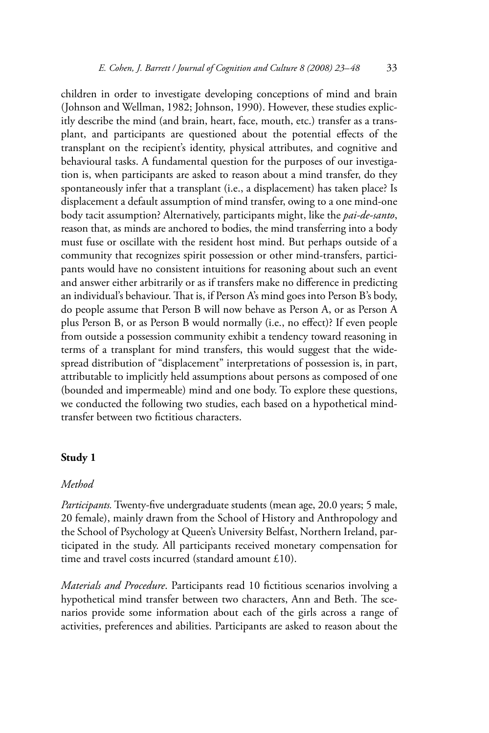children in order to investigate developing conceptions of mind and brain (Johnson and Wellman, 1982; Johnson, 1990). However, these studies explicitly describe the mind (and brain, heart, face, mouth, etc.) transfer as a transplant, and participants are questioned about the potential effects of the transplant on the recipient's identity, physical attributes, and cognitive and behavioural tasks. A fundamental question for the purposes of our investigation is, when participants are asked to reason about a mind transfer, do they spontaneously infer that a transplant (i.e., a displacement) has taken place? Is displacement a default assumption of mind transfer, owing to a one mind-one body tacit assumption? Alternatively, participants might, like the *pai-de-santo*, reason that, as minds are anchored to bodies, the mind transferring into a body must fuse or oscillate with the resident host mind. But perhaps outside of a community that recognizes spirit possession or other mind-transfers, participants would have no consistent intuitions for reasoning about such an event and answer either arbitrarily or as if transfers make no difference in predicting an individual's behaviour. That is, if Person A's mind goes into Person B's body, do people assume that Person B will now behave as Person A, or as Person A plus Person B, or as Person B would normally (i.e., no effect)? If even people from outside a possession community exhibit a tendency toward reasoning in terms of a transplant for mind transfers, this would suggest that the widespread distribution of "displacement" interpretations of possession is, in part, attributable to implicitly held assumptions about persons as composed of one (bounded and impermeable) mind and one body. To explore these questions, we conducted the following two studies, each based on a hypothetical mind-transfer between two fictitious characters.

## Study 1

### *Method*

*Participants.* Twenty-five undergraduate students (mean age, 20.0 years; 5 male, 20 female), mainly drawn from the School of History and Anthropology and the School of Psychology at Queen's University Belfast, Northern Ireland, participated in the study. All participants received monetary compensation for time and travel costs incurred (standard amount £10).

*Materials and Procedure.* Participants read 10 fictitious scenarios involving a hypothetical mind transfer between two characters, Ann and Beth. The scenarios provide some information about each of the girls across a range of activities, preferences and abilities. Participants are asked to reason about the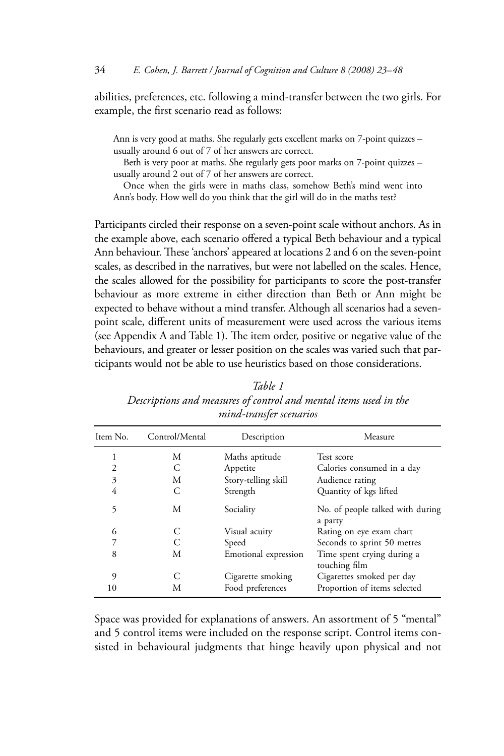abilities, preferences, etc. following a mind-transfer between the two girls. For example, the first scenario read as follows:

> Ann is very good at maths. She regularly gets excellent marks on 7-point quizzes – usually around 6 out of 7 of her answers are correct.
>
> Beth is very poor at maths. She regularly gets poor marks on 7-point quizzes – usually around 2 out of 7 of her answers are correct.
>
> Once when the girls were in maths class, somehow Beth's mind went into Ann's body. How well do you think that the girl will do in the maths test?

Participants circled their response on a seven-point scale without anchors. As in the example above, each scenario offered a typical Beth behaviour and a typical Ann behaviour. These 'anchors' appeared at locations 2 and 6 on the seven-point scales, as described in the narratives, but were not labelled on the scales. Hence, the scales allowed for the possibility for participants to score the post-transfer behaviour as more extreme in either direction than Beth or Ann might be expected to behave without a mind transfer. Although all scenarios had a seven-point scale, different units of measurement were used across the various items (see Appendix A and Table 1). The item order, positive or negative value of the behaviours, and greater or lesser position on the scales was varied such that participants would not be able to use heuristics based on those considerations.

*Table 1*
*Descriptions and measures of control and mental items used in the mind-transfer scenarios*

| Item No. | Control/Mental | Description | Measure |
|---|---|---|---|
| 1 | M | Maths aptitude | Test score |
| 2 | C | Appetite | Calories consumed in a day |
| 3 | M | Story-telling skill | Audience rating |
| 4 | C | Strength | Quantity of kgs lifted |
| 5 | M | Sociality | No. of people talked with during a party |
| 6 | C | Visual acuity | Rating on eye exam chart |
| 7 | C | Speed | Seconds to sprint 50 metres |
| 8 | M | Emotional expression | Time spent crying during a touching film |
| 9 | C | Cigarette smoking | Cigarettes smoked per day |
| 10 | M | Food preferences | Proportion of items selected |

Space was provided for explanations of answers. An assortment of 5 "mental" and 5 control items were included on the response script. Control items consisted in behavioural judgments that hinge heavily upon physical and not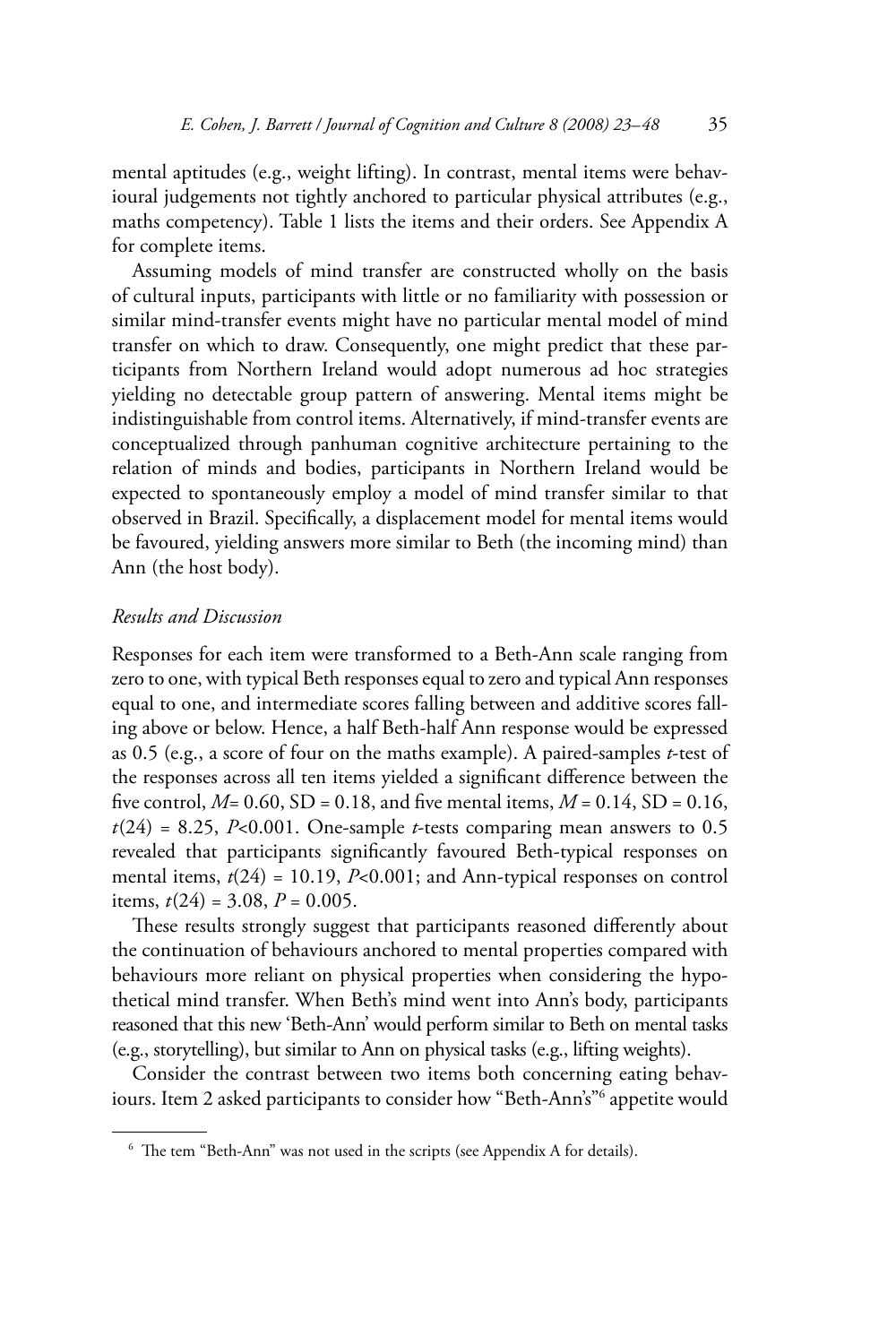mental aptitudes (e.g., weight lifting). In contrast, mental items were behavioural judgements not tightly anchored to particular physical attributes (e.g., maths competency). Table 1 lists the items and their orders. See Appendix A for complete items.

Assuming models of mind transfer are constructed wholly on the basis of cultural inputs, participants with little or no familiarity with possession or similar mind-transfer events might have no particular mental model of mind transfer on which to draw. Consequently, one might predict that these participants from Northern Ireland would adopt numerous ad hoc strategies yielding no detectable group pattern of answering. Mental items might be indistinguishable from control items. Alternatively, if mind-transfer events are conceptualized through panhuman cognitive architecture pertaining to the relation of minds and bodies, participants in Northern Ireland would be expected to spontaneously employ a model of mind transfer similar to that observed in Brazil. Specifically, a displacement model for mental items would be favoured, yielding answers more similar to Beth (the incoming mind) than Ann (the host body).

### *Results and Discussion*

Responses for each item were transformed to a Beth-Ann scale ranging from zero to one, with typical Beth responses equal to zero and typical Ann responses equal to one, and intermediate scores falling between and additive scores falling above or below. Hence, a half Beth-half Ann response would be expressed as 0.5 (e.g., a score of four on the maths example). A paired-samples *t*-test of the responses across all ten items yielded a significant difference between the five control, $M = 0.60$, $SD = 0.18$, and five mental items, $M = 0.14$, $SD = 0.16$, $t(24) = 8.25$, $P<0.001$. One-sample *t*-tests comparing mean answers to 0.5 revealed that participants significantly favoured Beth-typical responses on mental items, $t(24) = 10.19$, $P<0.001$; and Ann-typical responses on control items, $t(24) = 3.08$, $P = 0.005$.

These results strongly suggest that participants reasoned differently about the continuation of behaviours anchored to mental properties compared with behaviours more reliant on physical properties when considering the hypothetical mind transfer. When Beth's mind went into Ann's body, participants reasoned that this new 'Beth-Ann' would perform similar to Beth on mental tasks (e.g., storytelling), but similar to Ann on physical tasks (e.g., lifting weights).

Consider the contrast between two items both concerning eating behaviours. Item 2 asked participants to consider how "Beth-Ann's"[6] appetite would

[6] The tem "Beth-Ann" was not used in the scripts (see Appendix A for details).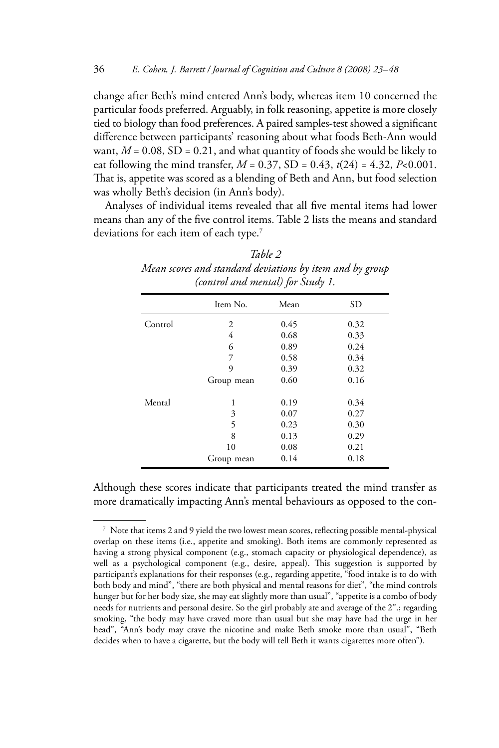change after Beth's mind entered Ann's body, whereas item 10 concerned the particular foods preferred. Arguably, in folk reasoning, appetite is more closely tied to biology than food preferences. A paired samples-test showed a significant difference between participants' reasoning about what foods Beth-Ann would want, $M = 0.08$, $SD = 0.21$, and what quantity of foods she would be likely to eat following the mind transfer, $M = 0.37$, $SD = 0.43$, $t(24) = 4.32$, $P<0.001$. That is, appetite was scored as a blending of Beth and Ann, but food selection was wholly Beth's decision (in Ann's body).

Analyses of individual items revealed that all five mental items had lower means than any of the five control items. Table 2 lists the means and standard deviations for each item of each type.[7]

*Table 2*
*Mean scores and standard deviations by item and by group (control and mental) for Study 1.*

| | Item No. | Mean | SD |
|---|---|---|---|
| Control | 2 | 0.45 | 0.32 |
| | 4 | 0.68 | 0.33 |
| | 6 | 0.89 | 0.24 |
| | 7 | 0.58 | 0.34 |
| | 9 | 0.39 | 0.32 |
| | Group mean | 0.60 | 0.16 |
| Mental | 1 | 0.19 | 0.34 |
| | 3 | 0.07 | 0.27 |
| | 5 | 0.23 | 0.30 |
| | 8 | 0.13 | 0.29 |
| | 10 | 0.08 | 0.21 |
| | Group mean | 0.14 | 0.18 |

Although these scores indicate that participants treated the mind transfer as more dramatically impacting Ann's mental behaviours as opposed to the con-

[7] Note that items 2 and 9 yield the two lowest mean scores, reflecting possible mental-physical overlap on these items (i.e., appetite and smoking). Both items are commonly represented as having a strong physical component (e.g., stomach capacity or physiological dependence), as well as a psychological component (e.g., desire, appeal). This suggestion is supported by participant's explanations for their responses (e.g., regarding appetite, "food intake is to do with both body and mind", "there are both physical and mental reasons for diet", "the mind controls hunger but for her body size, she may eat slightly more than usual", "appetite is a combo of body needs for nutrients and personal desire. So the girl probably ate and average of the 2".; regarding smoking, "the body may have craved more than usual but she may have had the urge in her head", "Ann's body may crave the nicotine and make Beth smoke more than usual", "Beth decides when to have a cigarette, but the body will tell Beth it wants cigarettes more often").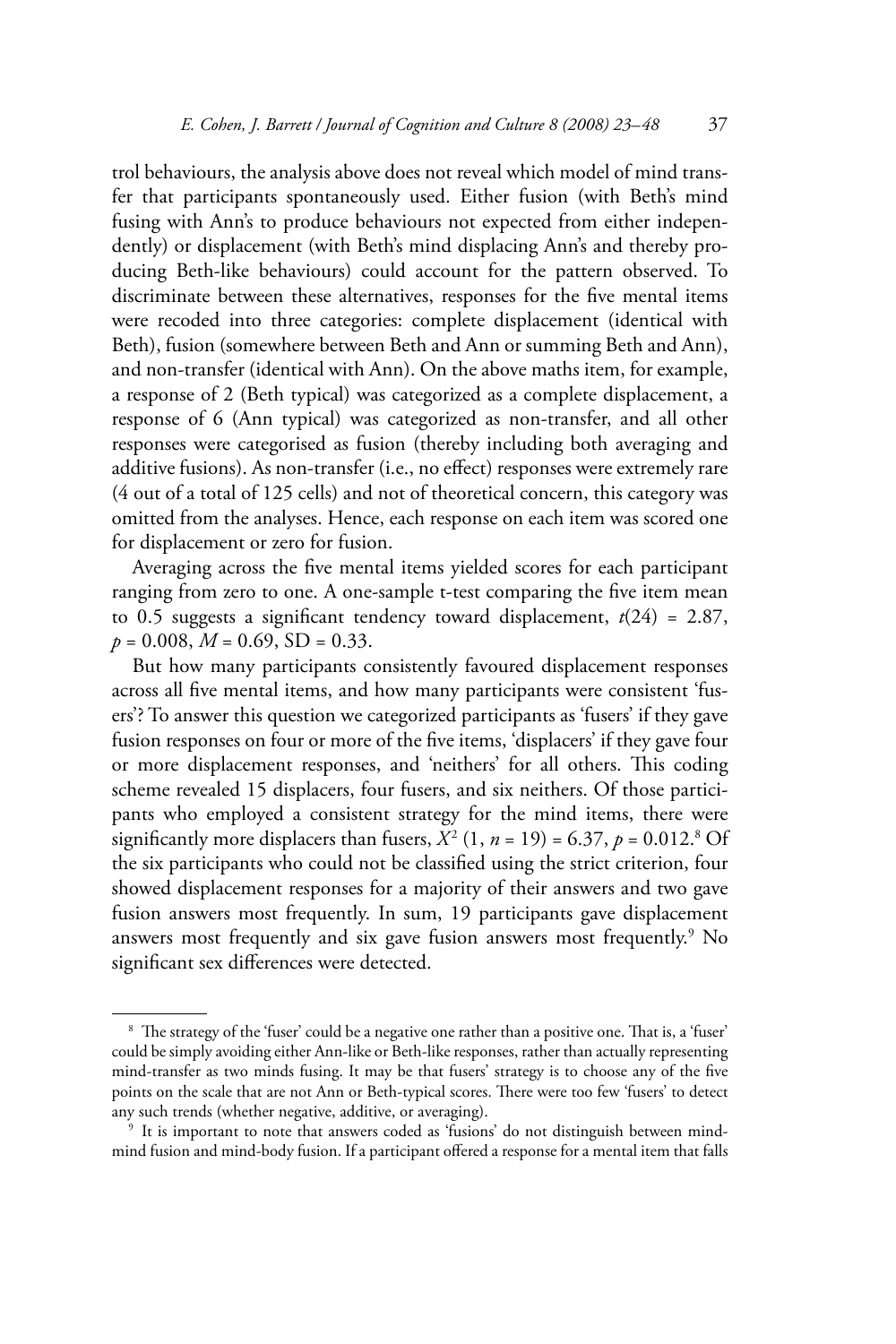trol behaviours, the analysis above does not reveal which model of mind transfer that participants spontaneously used. Either fusion (with Beth's mind fusing with Ann's to produce behaviours not expected from either independently) or displacement (with Beth's mind displacing Ann's and thereby producing Beth-like behaviours) could account for the pattern observed. To discriminate between these alternatives, responses for the five mental items were recoded into three categories: complete displacement (identical with Beth), fusion (somewhere between Beth and Ann or summing Beth and Ann), and non-transfer (identical with Ann). On the above maths item, for example, a response of 2 (Beth typical) was categorized as a complete displacement, a response of 6 (Ann typical) was categorized as non-transfer, and all other responses were categorised as fusion (thereby including both averaging and additive fusions). As non-transfer (i.e., no effect) responses were extremely rare (4 out of a total of 125 cells) and not of theoretical concern, this category was omitted from the analyses. Hence, each response on each item was scored one for displacement or zero for fusion.

Averaging across the five mental items yielded scores for each participant ranging from zero to one. A one-sample t-test comparing the five item mean to 0.5 suggests a significant tendency toward displacement, $t(24) = 2.87$, $p = 0.008$, $M = 0.69$, SD = 0.33.

But how many participants consistently favoured displacement responses across all five mental items, and how many participants were consistent 'fusers'? To answer this question we categorized participants as 'fusers' if they gave fusion responses on four or more of the five items, 'displacers' if they gave four or more displacement responses, and 'neithers' for all others. This coding scheme revealed 15 displacers, four fusers, and six neithers. Of those participants who employed a consistent strategy for the mind items, there were significantly more displacers than fusers, $X^2$ $(1, n = 19) = 6.37$, $p = 0.012$.[8] Of the six participants who could not be classified using the strict criterion, four showed displacement responses for a majority of their answers and two gave fusion answers most frequently. In sum, 19 participants gave displacement answers most frequently and six gave fusion answers most frequently.[9] No significant sex differences were detected.

---

[8] The strategy of the 'fuser' could be a negative one rather than a positive one. That is, a 'fuser' could be simply avoiding either Ann-like or Beth-like responses, rather than actually representing mind-transfer as two minds fusing. It may be that fusers' strategy is to choose any of the five points on the scale that are not Ann or Beth-typical scores. There were too few 'fusers' to detect any such trends (whether negative, additive, or averaging).

[9] It is important to note that answers coded as 'fusions' do not distinguish between mind-mind fusion and mind-body fusion. If a participant offered a response for a mental item that falls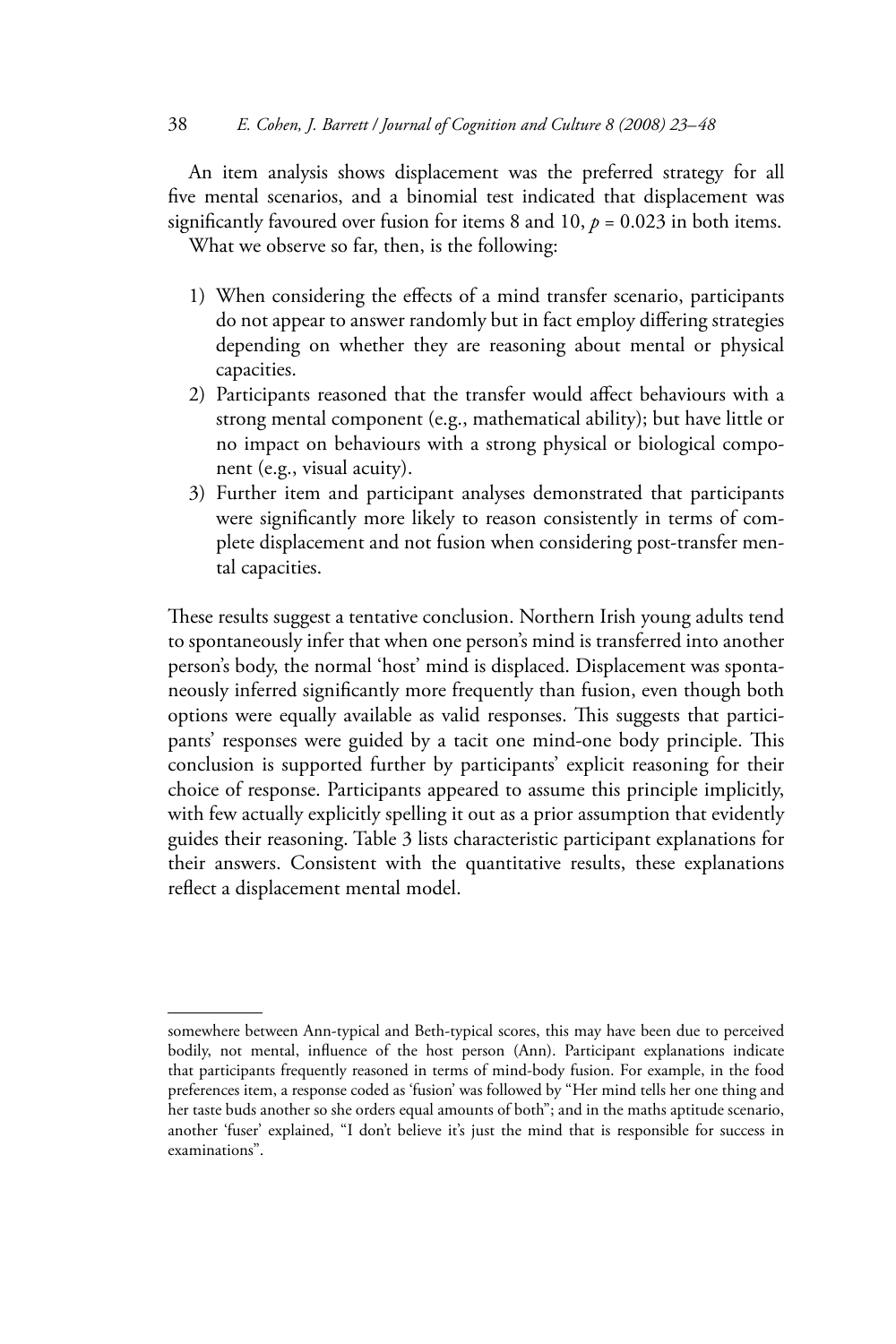An item analysis shows displacement was the preferred strategy for all five mental scenarios, and a binomial test indicated that displacement was significantly favoured over fusion for items 8 and 10, $p = 0.023$ in both items.

What we observe so far, then, is the following:

1) When considering the effects of a mind transfer scenario, participants do not appear to answer randomly but in fact employ differing strategies depending on whether they are reasoning about mental or physical capacities.
2) Participants reasoned that the transfer would affect behaviours with a strong mental component (e.g., mathematical ability); but have little or no impact on behaviours with a strong physical or biological component (e.g., visual acuity).
3) Further item and participant analyses demonstrated that participants were significantly more likely to reason consistently in terms of complete displacement and not fusion when considering post-transfer mental capacities.

These results suggest a tentative conclusion. Northern Irish young adults tend to spontaneously infer that when one person's mind is transferred into another person's body, the normal 'host' mind is displaced. Displacement was spontaneously inferred significantly more frequently than fusion, even though both options were equally available as valid responses. This suggests that participants' responses were guided by a tacit one mind-one body principle. This conclusion is supported further by participants' explicit reasoning for their choice of response. Participants appeared to assume this principle implicitly, with few actually explicitly spelling it out as a prior assumption that evidently guides their reasoning. Table 3 lists characteristic participant explanations for their answers. Consistent with the quantitative results, these explanations reflect a displacement mental model.

---

somewhere between Ann-typical and Beth-typical scores, this may have been due to perceived bodily, not mental, influence of the host person (Ann). Participant explanations indicate that participants frequently reasoned in terms of mind-body fusion. For example, in the food preferences item, a response coded as 'fusion' was followed by "Her mind tells her one thing and her taste buds another so she orders equal amounts of both"; and in the maths aptitude scenario, another 'fuser' explained, "I don't believe it's just the mind that is responsible for success in examinations".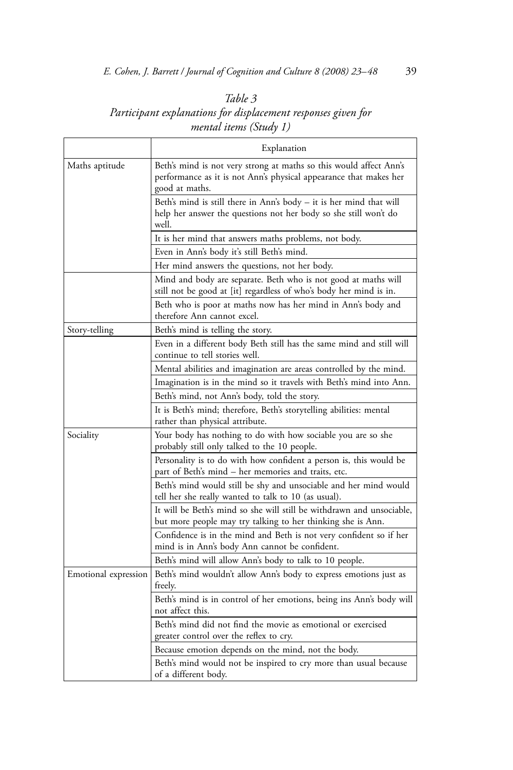*Table 3*
*Participant explanations for displacement responses given for mental items (Study 1)*

| | Explanation |
|---|---|
| Maths aptitude | Beth's mind is not very strong at maths so this would affect Ann's performance as it is not Ann's physical appearance that makes her good at maths. |
| | Beth's mind is still there in Ann's body – it is her mind that will help her answer the questions not her body so she still won't do well. |
| | It is her mind that answers maths problems, not body. |
| | Even in Ann's body it's still Beth's mind. |
| | Her mind answers the questions, not her body. |
| | Mind and body are separate. Beth who is not good at maths will still not be good at [it] regardless of who's body her mind is in. |
| | Beth who is poor at maths now has her mind in Ann's body and therefore Ann cannot excel. |
| Story-telling | Beth's mind is telling the story. |
| | Even in a different body Beth still has the same mind and still will continue to tell stories well. |
| | Mental abilities and imagination are areas controlled by the mind. |
| | Imagination is in the mind so it travels with Beth's mind into Ann. |
| | Beth's mind, not Ann's body, told the story. |
| | It is Beth's mind; therefore, Beth's storytelling abilities: mental rather than physical attribute. |
| Sociality | Your body has nothing to do with how sociable you are so she probably still only talked to the 10 people. |
| | Personality is to do with how confident a person is, this would be part of Beth's mind – her memories and traits, etc. |
| | Beth's mind would still be shy and unsociable and her mind would tell her she really wanted to talk to 10 (as usual). |
| | It will be Beth's mind so she will still be withdrawn and unsociable, but more people may try talking to her thinking she is Ann. |
| | Confidence is in the mind and Beth is not very confident so if her mind is in Ann's body Ann cannot be confident. |
| | Beth's mind will allow Ann's body to talk to 10 people. |
| Emotional expression | Beth's mind wouldn't allow Ann's body to express emotions just as freely. |
| | Beth's mind is in control of her emotions, being ins Ann's body will not affect this. |
| | Beth's mind did not find the movie as emotional or exercised greater control over the reflex to cry. |
| | Because emotion depends on the mind, not the body. |
| | Beth's mind would not be inspired to cry more than usual because of a different body. |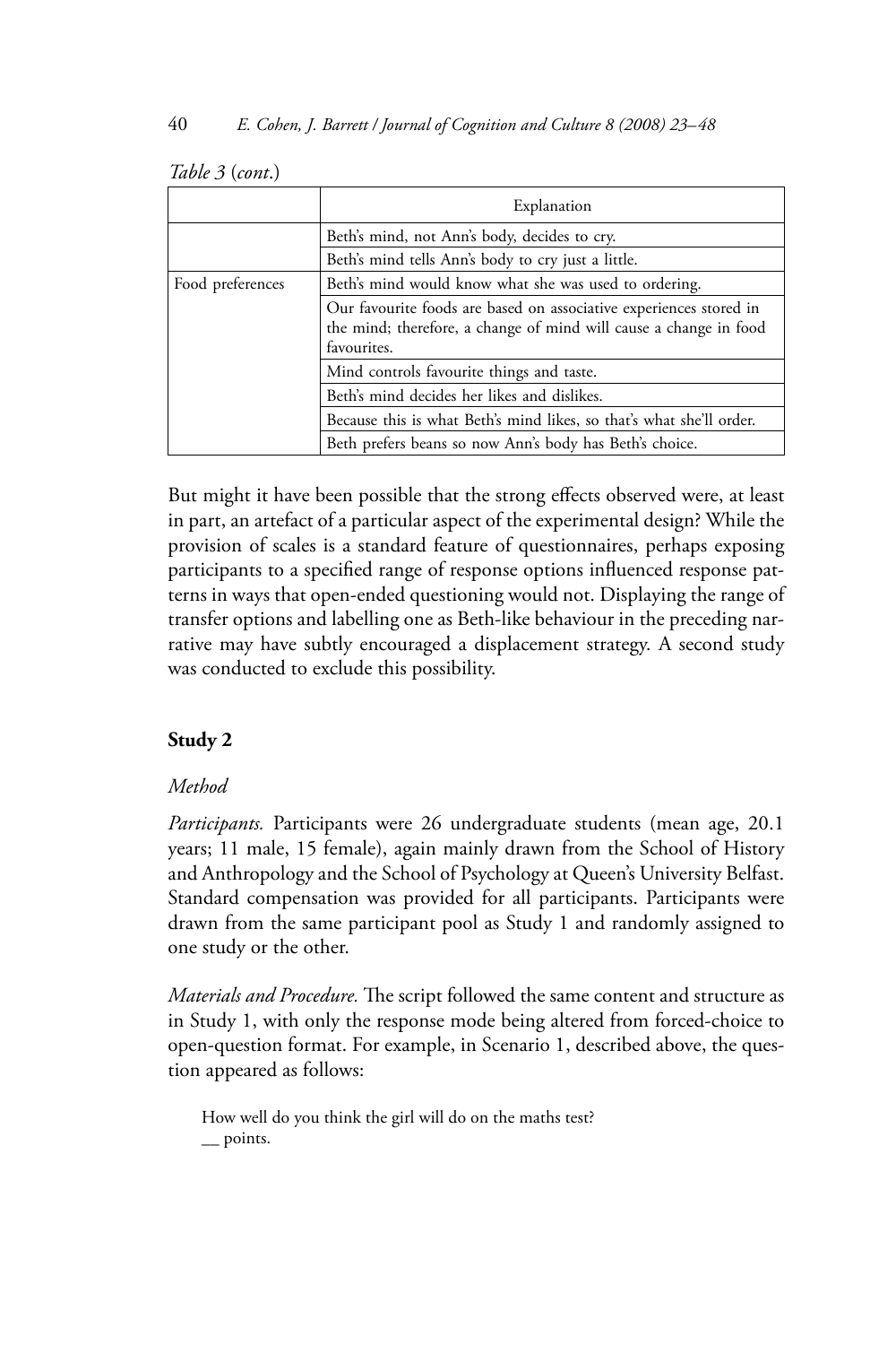*Table 3* (*cont*.)

| | Explanation |
|---|---|
| | Beth's mind, not Ann's body, decides to cry. |
| | Beth's mind tells Ann's body to cry just a little. |
| Food preferences | Beth's mind would know what she was used to ordering. |
| | Our favourite foods are based on associative experiences stored in the mind; therefore, a change of mind will cause a change in food favourites. |
| | Mind controls favourite things and taste. |
| | Beth's mind decides her likes and dislikes. |
| | Because this is what Beth's mind likes, so that's what she'll order. |
| | Beth prefers beans so now Ann's body has Beth's choice. |

But might it have been possible that the strong effects observed were, at least in part, an artefact of a particular aspect of the experimental design? While the provision of scales is a standard feature of questionnaires, perhaps exposing participants to a specified range of response options influenced response patterns in ways that open-ended questioning would not. Displaying the range of transfer options and labelling one as Beth-like behaviour in the preceding narrative may have subtly encouraged a displacement strategy. A second study was conducted to exclude this possibility.

## Study 2

### *Method*

*Participants.* Participants were 26 undergraduate students (mean age, 20.1 years; 11 male, 15 female), again mainly drawn from the School of History and Anthropology and the School of Psychology at Queen's University Belfast. Standard compensation was provided for all participants. Participants were drawn from the same participant pool as Study 1 and randomly assigned to one study or the other.

*Materials and Procedure.* The script followed the same content and structure as in Study 1, with only the response mode being altered from forced-choice to open-question format. For example, in Scenario 1, described above, the question appeared as follows:

> How well do you think the girl will do on the maths test?
> __ points.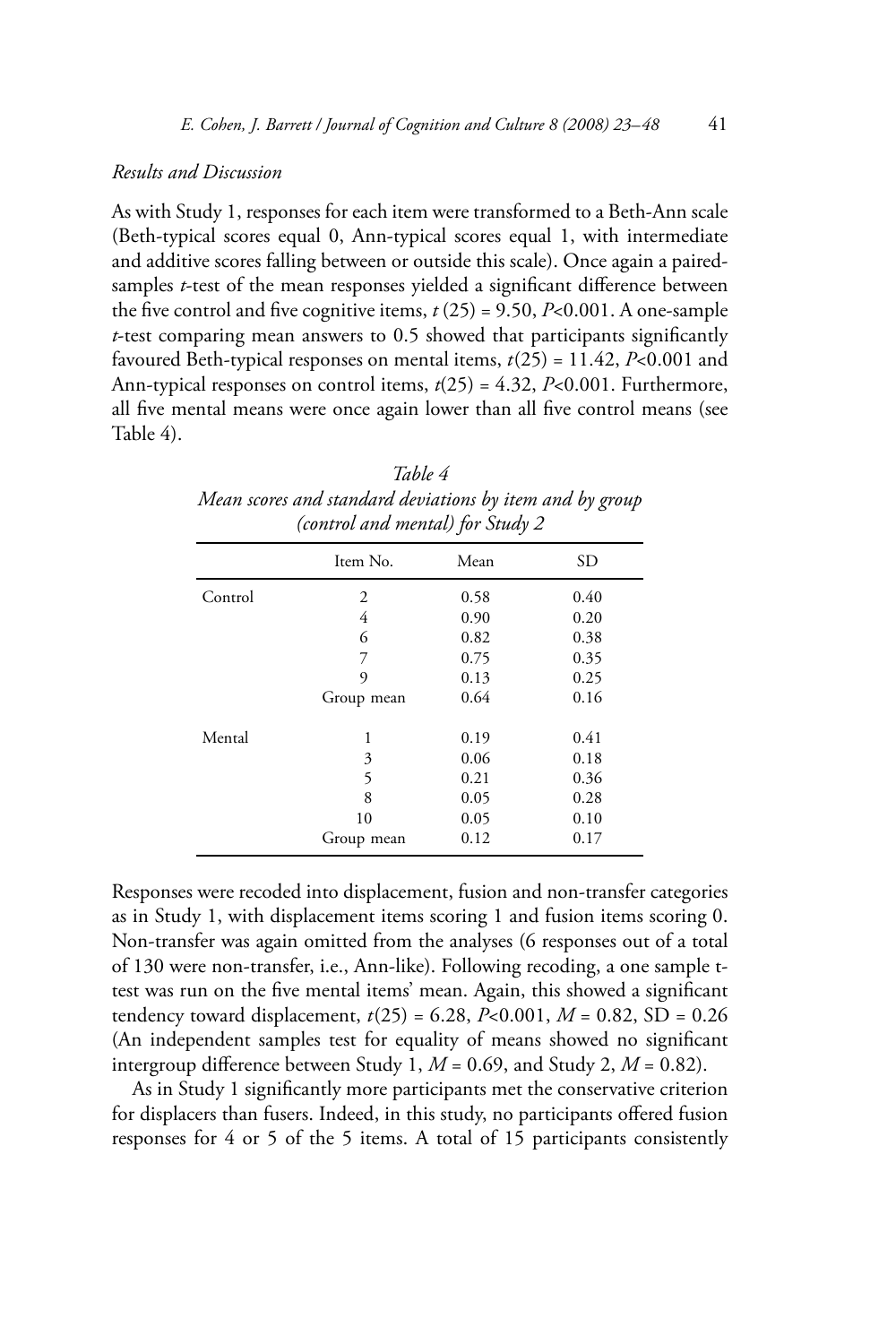*Results and Discussion*

As with Study 1, responses for each item were transformed to a Beth-Ann scale (Beth-typical scores equal 0, Ann-typical scores equal 1, with intermediate and additive scores falling between or outside this scale). Once again a paired-samples *t*-test of the mean responses yielded a significant difference between the five control and five cognitive items, $t\,(25) = 9.50$, $P<0.001$. A one-sample *t*-test comparing mean answers to 0.5 showed that participants significantly favoured Beth-typical responses on mental items, $t(25) = 11.42$, $P<0.001$ and Ann-typical responses on control items, $t(25) = 4.32$, $P<0.001$. Furthermore, all five mental means were once again lower than all five control means (see Table 4).

*Table 4*
*Mean scores and standard deviations by item and by group (control and mental) for Study 2*

| | Item No. | Mean | SD |
|---|---|---|---|
| Control | 2 | 0.58 | 0.40 |
| | 4 | 0.90 | 0.20 |
| | 6 | 0.82 | 0.38 |
| | 7 | 0.75 | 0.35 |
| | 9 | 0.13 | 0.25 |
| | Group mean | 0.64 | 0.16 |
| Mental | 1 | 0.19 | 0.41 |
| | 3 | 0.06 | 0.18 |
| | 5 | 0.21 | 0.36 |
| | 8 | 0.05 | 0.28 |
| | 10 | 0.05 | 0.10 |
| | Group mean | 0.12 | 0.17 |

Responses were recoded into displacement, fusion and non-transfer categories as in Study 1, with displacement items scoring 1 and fusion items scoring 0. Non-transfer was again omitted from the analyses (6 responses out of a total of 130 were non-transfer, i.e., Ann-like). Following recoding, a one sample t-test was run on the five mental items' mean. Again, this showed a significant tendency toward displacement, $t(25) = 6.28$, $P<0.001$, $M = 0.82$, $SD = 0.26$ (An independent samples test for equality of means showed no significant intergroup difference between Study 1, $M = 0.69$, and Study 2, $M = 0.82$).

As in Study 1 significantly more participants met the conservative criterion for displacers than fusers. Indeed, in this study, no participants offered fusion responses for 4 or 5 of the 5 items. A total of 15 participants consistently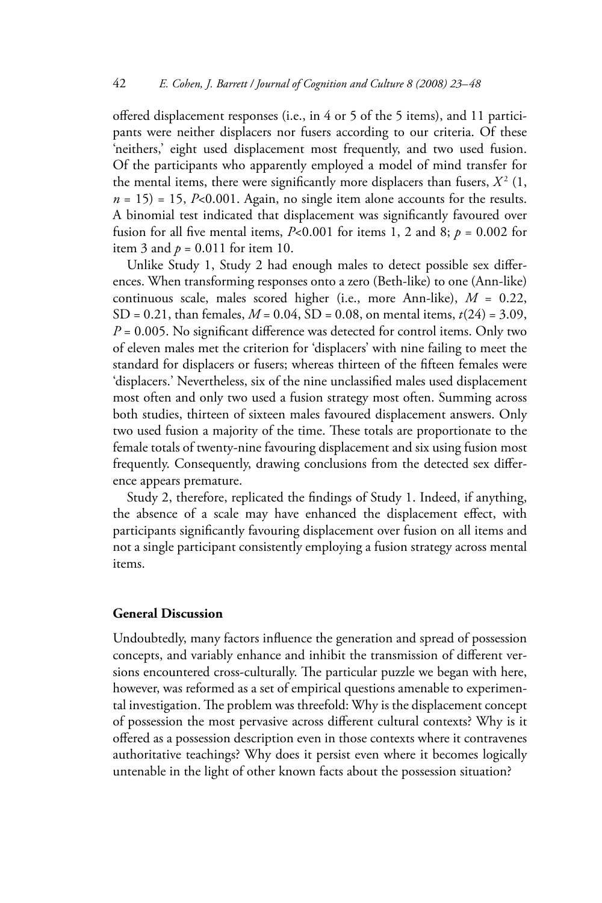offered displacement responses (i.e., in 4 or 5 of the 5 items), and 11 participants were neither displacers nor fusers according to our criteria. Of these 'neithers,' eight used displacement most frequently, and two used fusion. Of the participants who apparently employed a model of mind transfer for the mental items, there were significantly more displacers than fusers, $X^2$ (1, $n$ = 15) = 15, $P$<0.001. Again, no single item alone accounts for the results. A binomial test indicated that displacement was significantly favoured over fusion for all five mental items, $P$<0.001 for items 1, 2 and 8; $p$ = 0.002 for item 3 and $p$ = 0.011 for item 10.

Unlike Study 1, Study 2 had enough males to detect possible sex differences. When transforming responses onto a zero (Beth-like) to one (Ann-like) continuous scale, males scored higher (i.e., more Ann-like), $M$ = 0.22, SD = 0.21, than females, $M$ = 0.04, SD = 0.08, on mental items, $t(24)$ = 3.09, $P$ = 0.005. No significant difference was detected for control items. Only two of eleven males met the criterion for 'displacers' with nine failing to meet the standard for displacers or fusers; whereas thirteen of the fifteen females were 'displacers.' Nevertheless, six of the nine unclassified males used displacement most often and only two used a fusion strategy most often. Summing across both studies, thirteen of sixteen males favoured displacement answers. Only two used fusion a majority of the time. These totals are proportionate to the female totals of twenty-nine favouring displacement and six using fusion most frequently. Consequently, drawing conclusions from the detected sex difference appears premature.

Study 2, therefore, replicated the findings of Study 1. Indeed, if anything, the absence of a scale may have enhanced the displacement effect, with participants significantly favouring displacement over fusion on all items and not a single participant consistently employing a fusion strategy across mental items.

## General Discussion

Undoubtedly, many factors influence the generation and spread of possession concepts, and variably enhance and inhibit the transmission of different versions encountered cross-culturally. The particular puzzle we began with here, however, was reformed as a set of empirical questions amenable to experimental investigation. The problem was threefold: Why is the displacement concept of possession the most pervasive across different cultural contexts? Why is it offered as a possession description even in those contexts where it contravenes authoritative teachings? Why does it persist even where it becomes logically untenable in the light of other known facts about the possession situation?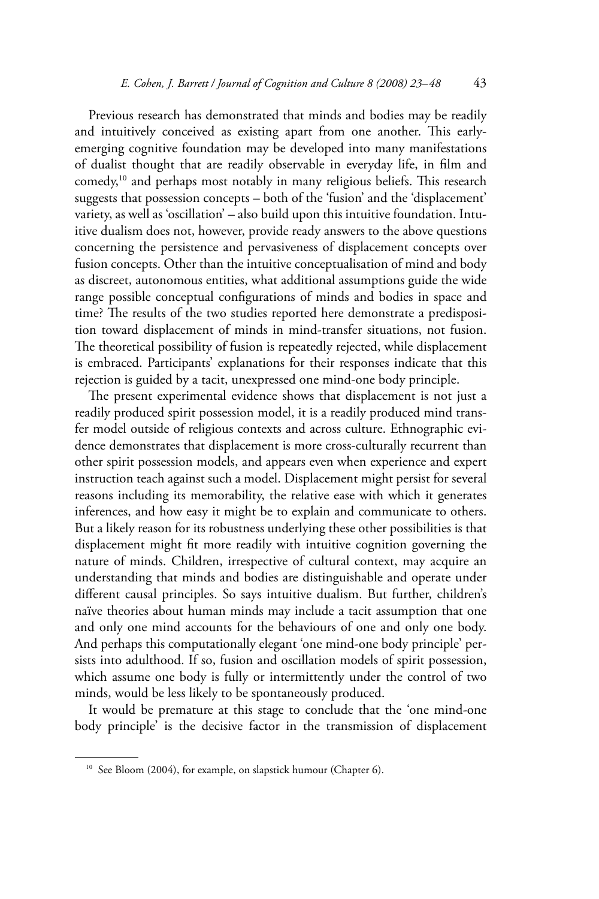Previous research has demonstrated that minds and bodies may be readily and intuitively conceived as existing apart from one another. This early-emerging cognitive foundation may be developed into many manifestations of dualist thought that are readily observable in everyday life, in film and comedy,[10] and perhaps most notably in many religious beliefs. This research suggests that possession concepts – both of the 'fusion' and the 'displacement' variety, as well as 'oscillation' – also build upon this intuitive foundation. Intuitive dualism does not, however, provide ready answers to the above questions concerning the persistence and pervasiveness of displacement concepts over fusion concepts. Other than the intuitive conceptualisation of mind and body as discreet, autonomous entities, what additional assumptions guide the wide range possible conceptual configurations of minds and bodies in space and time? The results of the two studies reported here demonstrate a predisposition toward displacement of minds in mind-transfer situations, not fusion. The theoretical possibility of fusion is repeatedly rejected, while displacement is embraced. Participants' explanations for their responses indicate that this rejection is guided by a tacit, unexpressed one mind-one body principle.

The present experimental evidence shows that displacement is not just a readily produced spirit possession model, it is a readily produced mind transfer model outside of religious contexts and across culture. Ethnographic evidence demonstrates that displacement is more cross-culturally recurrent than other spirit possession models, and appears even when experience and expert instruction teach against such a model. Displacement might persist for several reasons including its memorability, the relative ease with which it generates inferences, and how easy it might be to explain and communicate to others. But a likely reason for its robustness underlying these other possibilities is that displacement might fit more readily with intuitive cognition governing the nature of minds. Children, irrespective of cultural context, may acquire an understanding that minds and bodies are distinguishable and operate under different causal principles. So says intuitive dualism. But further, children's naïve theories about human minds may include a tacit assumption that one and only one mind accounts for the behaviours of one and only one body. And perhaps this computationally elegant 'one mind-one body principle' persists into adulthood. If so, fusion and oscillation models of spirit possession, which assume one body is fully or intermittently under the control of two minds, would be less likely to be spontaneously produced.

It would be premature at this stage to conclude that the 'one mind-one body principle' is the decisive factor in the transmission of displacement

---

[10] See Bloom (2004), for example, on slapstick humour (Chapter 6).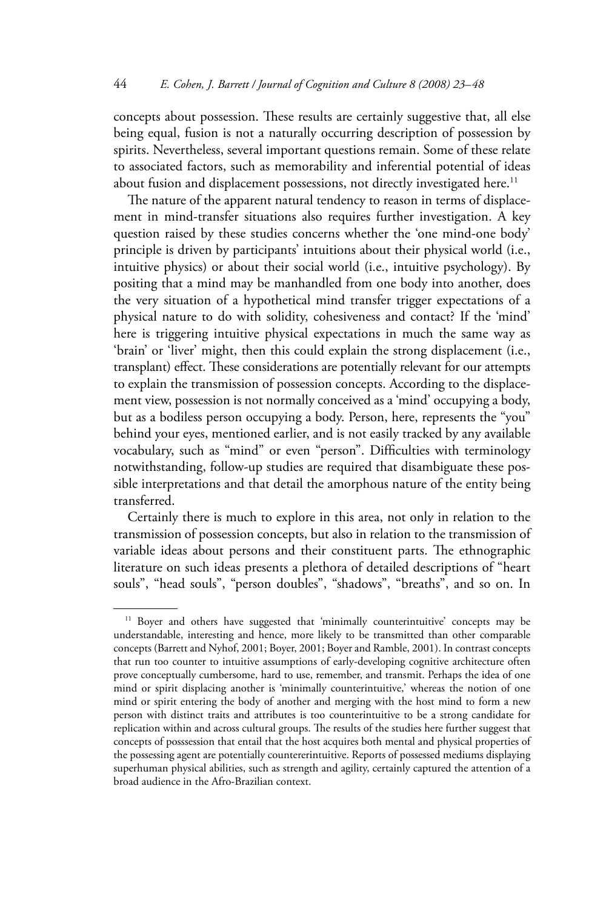concepts about possession. These results are certainly suggestive that, all else being equal, fusion is not a naturally occurring description of possession by spirits. Nevertheless, several important questions remain. Some of these relate to associated factors, such as memorability and inferential potential of ideas about fusion and displacement possessions, not directly investigated here.[11]

The nature of the apparent natural tendency to reason in terms of displacement in mind-transfer situations also requires further investigation. A key question raised by these studies concerns whether the 'one mind-one body' principle is driven by participants' intuitions about their physical world (i.e., intuitive physics) or about their social world (i.e., intuitive psychology). By positing that a mind may be manhandled from one body into another, does the very situation of a hypothetical mind transfer trigger expectations of a physical nature to do with solidity, cohesiveness and contact? If the 'mind' here is triggering intuitive physical expectations in much the same way as 'brain' or 'liver' might, then this could explain the strong displacement (i.e., transplant) effect. These considerations are potentially relevant for our attempts to explain the transmission of possession concepts. According to the displacement view, possession is not normally conceived as a 'mind' occupying a body, but as a bodiless person occupying a body. Person, here, represents the "you" behind your eyes, mentioned earlier, and is not easily tracked by any available vocabulary, such as "mind" or even "person". Difficulties with terminology notwithstanding, follow-up studies are required that disambiguate these possible interpretations and that detail the amorphous nature of the entity being transferred.

Certainly there is much to explore in this area, not only in relation to the transmission of possession concepts, but also in relation to the transmission of variable ideas about persons and their constituent parts. The ethnographic literature on such ideas presents a plethora of detailed descriptions of "heart souls", "head souls", "person doubles", "shadows", "breaths", and so on. In

---

[11] Boyer and others have suggested that 'minimally counterintuitive' concepts may be understandable, interesting and hence, more likely to be transmitted than other comparable concepts (Barrett and Nyhof, 2001; Boyer, 2001; Boyer and Ramble, 2001). In contrast concepts that run too counter to intuitive assumptions of early-developing cognitive architecture often prove conceptually cumbersome, hard to use, remember, and transmit. Perhaps the idea of one mind or spirit displacing another is 'minimally counterintuitive,' whereas the notion of one mind or spirit entering the body of another and merging with the host mind to form a new person with distinct traits and attributes is too counterintuitive to be a strong candidate for replication within and across cultural groups. The results of the studies here further suggest that concepts of posssession that entail that the host acquires both mental and physical properties of the possessing agent are potentially countererintuitive. Reports of possessed mediums displaying superhuman physical abilities, such as strength and agility, certainly captured the attention of a broad audience in the Afro-Brazilian context.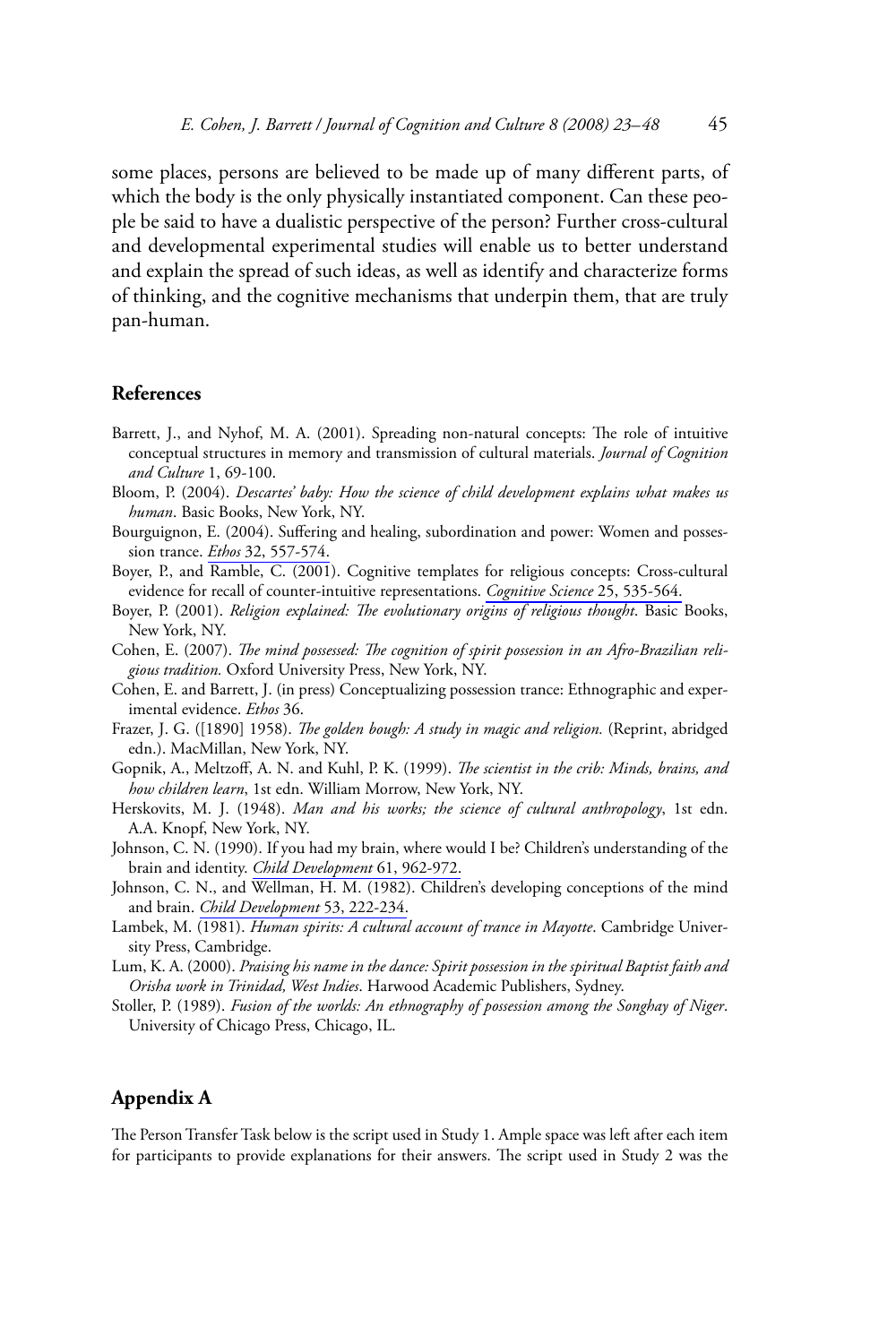some places, persons are believed to be made up of many different parts, of which the body is the only physically instantiated component. Can these people be said to have a dualistic perspective of the person? Further cross-cultural and developmental experimental studies will enable us to better understand and explain the spread of such ideas, as well as identify and characterize forms of thinking, and the cognitive mechanisms that underpin them, that are truly pan-human.

## References

Barrett, J., and Nyhof, M. A. (2001). Spreading non-natural concepts: The role of intuitive conceptual structures in memory and transmission of cultural materials. *Journal of Cognition and Culture* 1, 69-100.

Bloom, P. (2004). *Descartes' baby: How the science of child development explains what makes us human*. Basic Books, New York, NY.

Bourguignon, E. (2004). Suffering and healing, subordination and power: Women and possession trance. *Ethos* 32, 557-574.

Boyer, P., and Ramble, C. (2001). Cognitive templates for religious concepts: Cross-cultural evidence for recall of counter-intuitive representations. *Cognitive Science* 25, 535-564.

Boyer, P. (2001). *Religion explained: The evolutionary origins of religious thought*. Basic Books, New York, NY.

Cohen, E. (2007). *The mind possessed: The cognition of spirit possession in an Afro-Brazilian religious tradition.* Oxford University Press, New York, NY.

Cohen, E. and Barrett, J. (in press) Conceptualizing possession trance: Ethnographic and experimental evidence. *Ethos* 36.

Frazer, J. G. ([1890] 1958). *The golden bough: A study in magic and religion.* (Reprint, abridged edn.). MacMillan, New York, NY.

Gopnik, A., Meltzoff, A. N. and Kuhl, P. K. (1999). *The scientist in the crib: Minds, brains, and how children learn*, 1st edn. William Morrow, New York, NY.

Herskovits, M. J. (1948). *Man and his works; the science of cultural anthropology*, 1st edn. A.A. Knopf, New York, NY.

Johnson, C. N. (1990). If you had my brain, where would I be? Children's understanding of the brain and identity. *Child Development* 61, 962-972.

Johnson, C. N., and Wellman, H. M. (1982). Children's developing conceptions of the mind and brain. *Child Development* 53, 222-234.

Lambek, M. (1981). *Human spirits: A cultural account of trance in Mayotte*. Cambridge University Press, Cambridge.

Lum, K. A. (2000). *Praising his name in the dance: Spirit possession in the spiritual Baptist faith and Orisha work in Trinidad, West Indies*. Harwood Academic Publishers, Sydney.

Stoller, P. (1989). *Fusion of the worlds: An ethnography of possession among the Songhay of Niger*. University of Chicago Press, Chicago, IL.

## Appendix A

The Person Transfer Task below is the script used in Study 1. Ample space was left after each item for participants to provide explanations for their answers. The script used in Study 2 was the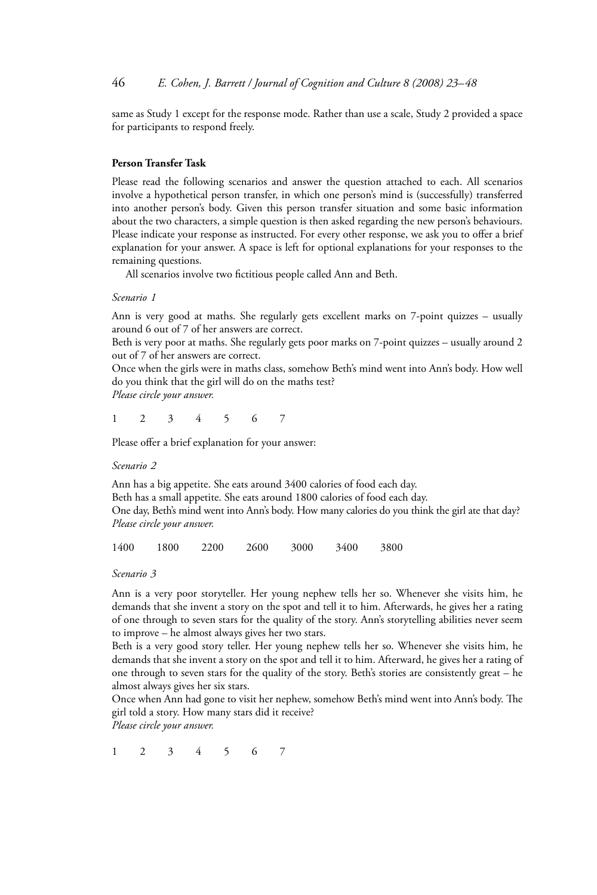same as Study 1 except for the response mode. Rather than use a scale, Study 2 provided a space for participants to respond freely.

**Person Transfer Task**

Please read the following scenarios and answer the question attached to each. All scenarios involve a hypothetical person transfer, in which one person's mind is (successfully) transferred into another person's body. Given this person transfer situation and some basic information about the two characters, a simple question is then asked regarding the new person's behaviours. Please indicate your response as instructed. For every other response, we ask you to offer a brief explanation for your answer. A space is left for optional explanations for your responses to the remaining questions.

All scenarios involve two fictitious people called Ann and Beth.

*Scenario 1*

Ann is very good at maths. She regularly gets excellent marks on 7-point quizzes – usually around 6 out of 7 of her answers are correct.

Beth is very poor at maths. She regularly gets poor marks on 7-point quizzes – usually around 2 out of 7 of her answers are correct.

Once when the girls were in maths class, somehow Beth's mind went into Ann's body. How well do you think that the girl will do on the maths test?

*Please circle your answer.*

1 2 3 4 5 6 7

Please offer a brief explanation for your answer:

*Scenario 2*

Ann has a big appetite. She eats around 3400 calories of food each day.

Beth has a small appetite. She eats around 1800 calories of food each day.

One day, Beth's mind went into Ann's body. How many calories do you think the girl ate that day?

*Please circle your answer.*

1400 1800 2200 2600 3000 3400 3800

*Scenario 3*

Ann is a very poor storyteller. Her young nephew tells her so. Whenever she visits him, he demands that she invent a story on the spot and tell it to him. Afterwards, he gives her a rating of one through to seven stars for the quality of the story. Ann's storytelling abilities never seem to improve – he almost always gives her two stars.

Beth is a very good story teller. Her young nephew tells her so. Whenever she visits him, he demands that she invent a story on the spot and tell it to him. Afterward, he gives her a rating of one through to seven stars for the quality of the story. Beth's stories are consistently great – he almost always gives her six stars.

Once when Ann had gone to visit her nephew, somehow Beth's mind went into Ann's body. The girl told a story. How many stars did it receive?

*Please circle your answer.*

1 2 3 4 5 6 7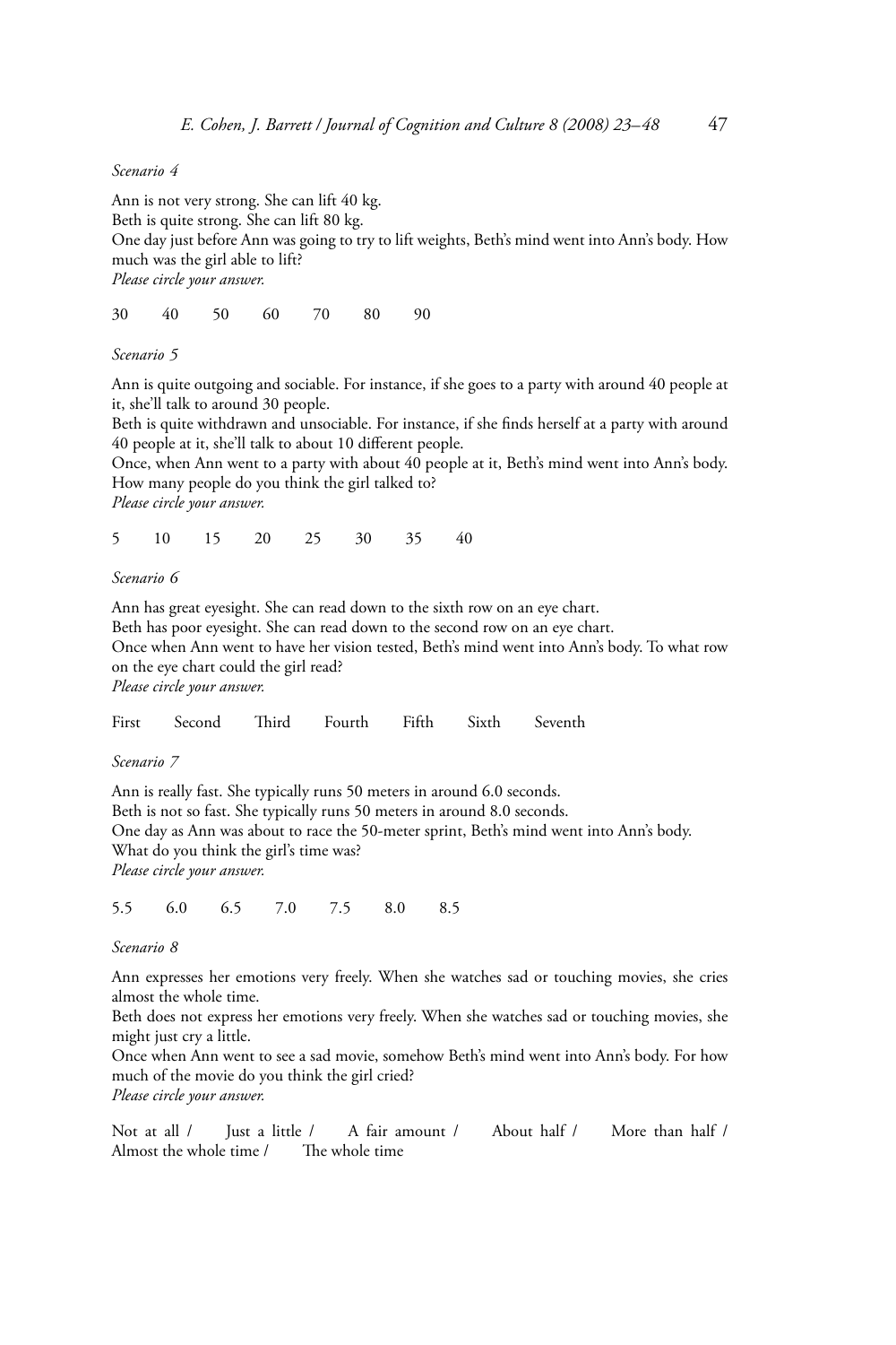*Scenario 4*

Ann is not very strong. She can lift 40 kg.
Beth is quite strong. She can lift 80 kg.
One day just before Ann was going to try to lift weights, Beth's mind went into Ann's body. How much was the girl able to lift?
*Please circle your answer.*

30 40 50 60 70 80 90

*Scenario 5*

Ann is quite outgoing and sociable. For instance, if she goes to a party with around 40 people at it, she'll talk to around 30 people.
Beth is quite withdrawn and unsociable. For instance, if she finds herself at a party with around 40 people at it, she'll talk to about 10 different people.
Once, when Ann went to a party with about 40 people at it, Beth's mind went into Ann's body. How many people do you think the girl talked to?
*Please circle your answer.*

5 10 15 20 25 30 35 40

*Scenario 6*

Ann has great eyesight. She can read down to the sixth row on an eye chart.
Beth has poor eyesight. She can read down to the second row on an eye chart.
Once when Ann went to have her vision tested, Beth's mind went into Ann's body. To what row on the eye chart could the girl read?
*Please circle your answer.*

First Second Third Fourth Fifth Sixth Seventh

*Scenario 7*

Ann is really fast. She typically runs 50 meters in around 6.0 seconds.
Beth is not so fast. She typically runs 50 meters in around 8.0 seconds.
One day as Ann was about to race the 50-meter sprint, Beth's mind went into Ann's body.
What do you think the girl's time was?
*Please circle your answer.*

5.5 6.0 6.5 7.0 7.5 8.0 8.5

*Scenario 8*

Ann expresses her emotions very freely. When she watches sad or touching movies, she cries almost the whole time.
Beth does not express her emotions very freely. When she watches sad or touching movies, she might just cry a little.
Once when Ann went to see a sad movie, somehow Beth's mind went into Ann's body. For how much of the movie do you think the girl cried?
*Please circle your answer.*

Not at all / Just a little / A fair amount / About half / More than half / Almost the whole time / The whole time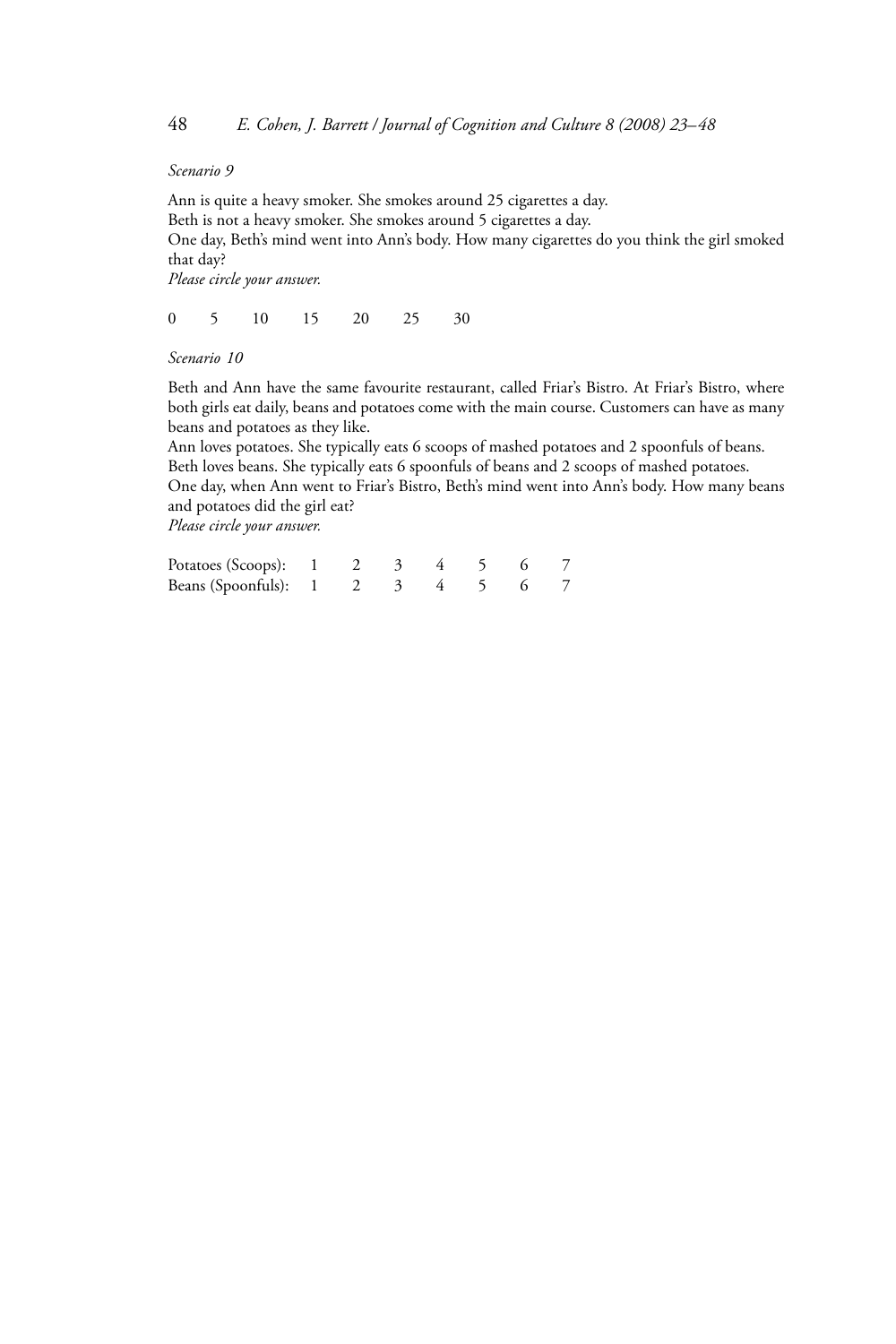*Scenario 9*

Ann is quite a heavy smoker. She smokes around 25 cigarettes a day.
Beth is not a heavy smoker. She smokes around 5 cigarettes a day.
One day, Beth's mind went into Ann's body. How many cigarettes do you think the girl smoked that day?
*Please circle your answer.*

0 5 10 15 20 25 30

*Scenario 10*

Beth and Ann have the same favourite restaurant, called Friar's Bistro. At Friar's Bistro, where both girls eat daily, beans and potatoes come with the main course. Customers can have as many beans and potatoes as they like.
Ann loves potatoes. She typically eats 6 scoops of mashed potatoes and 2 spoonfuls of beans.
Beth loves beans. She typically eats 6 spoonfuls of beans and 2 scoops of mashed potatoes.
One day, when Ann went to Friar's Bistro, Beth's mind went into Ann's body. How many beans and potatoes did the girl eat?
*Please circle your answer.*

| | | | | | | | |
|---|---|---|---|---|---|---|---|
| Potatoes (Scoops): | 1 | 2 | 3 | 4 | 5 | 6 | 7 |
| Beans (Spoonfuls): | 1 | 2 | 3 | 4 | 5 | 6 | 7 |